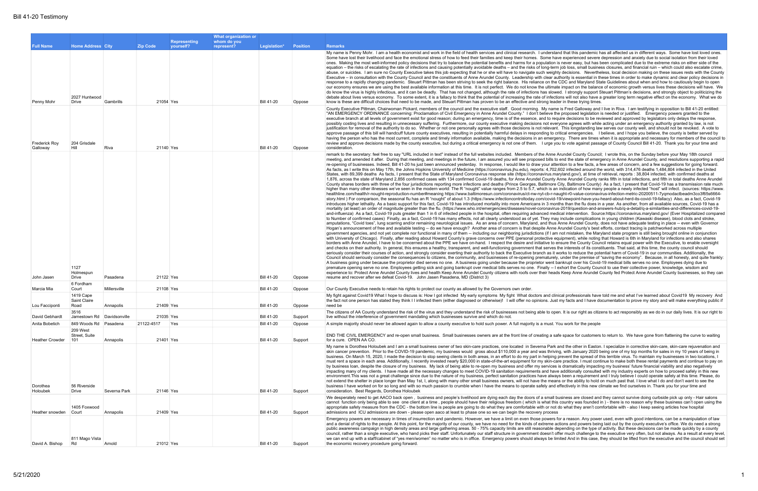# Bill 41-20 Testimony

| Full Name | Home Address | City | Zip Code | Representing yourself? | What organization or whom do you represent? | Legislation* | Position | Remarks |
|---|---|---|---|---|---|---|---|---|
| Penny Mohr | 2027 Huntwood Drive | Gambrills | 21054 | Yes | | Bill 41-20 | Oppose | My name is Penny Mohr. I am a health economist and work in the field of health services and clinical research. I understand that this pandemic has all affected us in different ways. Some have lost loved ones. Some have lost their livelihood and face the emotional stress of how to feed their families and keep their homes. Some have experienced severe depression and anxiety due to social isolation from their loved ones. Making the most well-informed policy decisions that try to balance the potential benefits and harms for a population is never easy, but has been complicated due to the extreme risks on either side of the equation – the risks of escalating the rate of infections and causing potentially avoidable deaths – and the risks of long-term job loss, small business closures, and financial ruin – which could also escalate crime, abuse, or suicides. I am sure no County Executive takes this job expecting that he or she will have to navigate such weighty decisions. Nevertheless, local decision making on these issues rests with the County Executive – in consultation with the County Council and the constituents of Anne Arundel County. Leadership with clear authority is essential in these times in order to make dynamic and clear policy decisions in response to a rapidly changing pandemic. Steuart Pittman has been striving to seek the right balance. His reliance on the CDC and Maryland State Guidelines about when and how to cautiously begin to open our economy ensures we are using the best available information at this time. It is not perfect. We do not know the ultimate impact on the balance of economic growth versus lives these decisions will have. We do know the virus is highly infectious, and it can be deadly. That has not changed, although the rate of infections has slowed. I strongly support Steuart Pittman's decisions, and strongly object to politicizing the debate about lives versus economy. To some extent, it is a fallacy to think that the potential of increasing the rate of infections will not also have a greater long term negative effect on the economy. What we do know is these are difficult choices that need to be made, and Steuart Pittman has proven to be an effective and strong leader in these trying times. |
| Frederick Roy Galloway | 204 Grisdale Hill | Riva | 21140 | Yes | | Bill 41-20 | Oppose | County Executive Pittman, Chairwoman Pickard, members of the council and the executive staff. Good morning. My name is Fred Galloway and I live in Riva. I am testifying in opposition to Bill 41-20 entitled: "AN EMERGENCY ORDINANCE concerning: Proclamation of Civil Emergency in Anne Arundel County." I don't believe the proposed legislation is needed or justified. Emergency powers granted to the executive branch at all levels of government exist for good reason; during an emergency, time is of the essence, and to require decisions to be reviewed and approved by legislators only delays the response, possibly costing lives and resulting in unnecessary suffering. Furthermore, our county executive making decisions not everyone agrees with while acting under an emergency authority granted by law, is not justification for removal of the authority to do so. Whether or not one personally agrees with those decisions is not relevant. This longstanding law serves our county well, and should not be revoked. A vote to approve passage of this bill will handcuff future county executives, resulting in potentially harmful delays in responding to critical emergencies. I believe, and I hope you believe, the county is better served by having the person who has the most current, complete and timely information available, making the decisions in an emergency. There are times when it is appropriate and necessary for members of the council to review and approve decisions made by the county executive, but during a critical emergency is not one of them. I urge you to vote against passage of County Council Bill 41-20. Thank you for your time and consideration. |
| John Jasen | 1127 Holmespun Drive | Pasadena | 21122 | Yes | | Bill 41-20 | Oppose | remark to the secretary: feel free to say "URL included in text" instead of the full websites included. Members of the Anne Arundel County Council; I wrote this, on the Sunday before your May 18th council meeting, and amended it after. During that meeting, and meetings in the future, I am assured you will see proposed bills to end the state of emergency in Anne Arundel County, and resolutions supporting a rapid re-opening of businesses. Indeed, Bill 41-20 hs just been announced yesterday. In response, I would like to draw your attention to a few facts, a few areas of concern, and a few suggestions for going forward. As facts, as I write this on May 17th, the Johns Hopkins University of Medicine (https://coronavirus.jhu.edu), reports: 4,702,602 infected around the world, with 314,476 deaths 1,484,804 infected in the United States, with 89,399 deaths As facts, I present that the State of Maryland Coronavirus response site (https://coronavirus.maryland.gov/), at time of retrieval, reports : 38,804 infected, with confirmed deaths at 1,876, across the state of Maryland 2,856 confirmed cases with 134 confirmed Covid-19 deaths, for Anne Arundel County Anne Arundel County ranks fifth in total infections, and fifth in total deaths Anne Arundel County shares borders with three of the four jurisdictions reporting more infections and deaths (Prince Georges, Baltimore City, Baltimore County) As a fact, I present that Covid-19 has a transmission rate much higher than many other illnesses we've seen in the modern world: The R "nought" value ranges from 2.5 to 5.7, which is an indication of how many people a newly infected "host" will infect. (sources: https://www.healthline.com/health/r-nought-reproduction-number#meaning https://www.baltimoresun.com/coronavirus/ct-nw-nyt-cb-r-naught-r0-value-coronavirus-infection-metric-20200511-7yqmodactbeadm3co3f65s6664-story.html ) For comparison, the seasonal flu has an R "nought" of about 1.3 (https://www.infectioncontroltoday.com/covid-19/viewpoint-have-you-heard-about-herd-its-covid-19-fallacy) Also, as a fact, Covid-19 introduces higher lethality. As a basic support for this fact, Covid-19 has introduced mortality into more Americans in 3 months than the flu does in a year. As another, from all available sources, Covid-19 has a mortality (at least) an order of magnitude greater than the flu. (https://www.who.int/emergencies/diseases/novel-coronavirus-2019/question-and-answers-hub/q-a-detail/q-a-similarities-and-differences-covid-19-and-influenza) As a fact, Covid-19 puts greater than 1 in 6 of infected people in the hospital, often requiring advanced medical intervention. Source:https://coronavirus.maryland.gov/ (Ever Hospitalized compared to Number of confirmed cases) Finally, as a fact, Covid-19 has many effects, not all clearly understood as of yet. They may include complications in young children (Kawaski disease), blood clots and stroke, amputations, "Covid toes", lung scarring and/or remaining neurological issues. As an area of concern, Maryland, and thus Anne Arundel County, does not have adequate testing in place -- even with Governor Hogan's announcement of free and available testing -- do we have enough? Another area of concern is that despite Anne Arundel County's best efforts, contact tracing is patchworked across multiple government agencies, and not yet complete nor functional in many of them -- including our neighboring jurisdictions (if I am not mistaken, the Maryland state program is still being brought online in conjunction with University of Chicago). Finally, after reading about Howard County's grave concerns over PPE (personal protective equipment), while noting that Howard is 6th in Maryland for infections and also shares borders with Anne Arundel, I have to be concerned about the PPE we have on-hand. I respect the desire and initiative to ensure the County Council retains equal power with the Executive, to enable oversight and checks on their authority. In general, this ensures a healthy, transparent, and well-functioning government that serves the interests of its constituents. That said, at this time, the county council should seriously consider their courses of action, and strongly consider exerting their authority to back the Executive branch as it works to reduce the potential harm of Covid-19 in our communities. Additionally, the Council should seriously consider the consequences to citizens, the community, and businesses of re-opening prematurely, under the premise of "saving the economy". Because, in all honesty, and quite frankly: A business going under because the proprietor died serves no one. A business going under because the proprietor went bankrupt over his Covid-19 medical bills serves no one. Employees dying due to premature opening serve no one. Employees getting sick and going bankrupt over medical bills serves no one. Finally -- I exhort the County Council to use their collective power, knowledge, wisdom and experience to: Protect Anne Arundel County lives and health Keep Anne Arundel County citizens with roofs over their heads Keep Anne Arundel County fed Protect Anne Arundel County businesses, so they can resume and recover after we defeat Covid-19. John Jasen Pasadena, MD (District 3) |
| Marcia Mia | 6 Fordham Court | Millersville | 21108 | Yes | | Bill 41-20 | Oppose | Our County Executive needs to retain his rights to protect our county as allowed by the Governors own order. |
| Lou Facciponti | 1419 Cape Saint Claire Road | Annapolis | 21409 | Yes | | Bill 41-20 | Oppose | My fight against Covid19 What I hope to discuss is: How I got infected My early symptoms My fight What doctors and clinical professionals have told me and what I've learned about Covid19 My recovery And the fact not one person has stated they think I I infected them (either diagnosed or otherwise)! I will offer no opinions. Just my facts and I have documentation to prove my story and will make everything public if need be |
| David Gebhardt | 3516 Jamestown Rd | Davidsonville | 21035 | Yes | | Bill 41-20 | Support | The citizens of AA County understand the risk of the virus and they understand the risk of businesses not being able to open. It is our right as citizens to act responsibly as we do in our daily lives. It is our right to live without the interference of government mandating which businesses survive and which do not. |
| Anita Bobetich | 849 Woods Rd | Pasadena | 21122-4517 | Yes | | Bill 41-20 | Oppose | A simple majority should never be allowed again to allow a county executive to hold such power. A full majority is a must. You work for the people |
| Heather Crowder | 209 West Street, Suite 101 | Annapolis | 21401 | Yes | | Bill 41-20 | Support | END THE CIVIL EMERGENCY and re-open small business. Small businesses owners are at the front line of creating a safe space for customers to return to. We have gone from flattening the curve to waiting for a cure. OPEN AA CO. |
| Dorothea Holoubek | 56 Riverside Drive | Severna Park | 21146 | Yes | | Bill 41-20 | Support | My name is Dorothea Holoubek and I am a small business owner of two skin-care practices, one located in Severna Park and the other in Easton. I specialize in corrective skin-care, skin-care rejuvenation and skin cancer prevention. Prior to the COVID-19 pandemic, my business would gross about $110,000 a year and was thriving, with January 2020 being one of my top months for sales in my 10 years of being in business. On March 15, 2020, I made the decision to stop seeing clients in both areas, in an effort to do my part in helping prevent the spread of this terrible virus. To maintain my businesses in two locations, I must rent a space in each area. Additionally, I recently invested nearly $20,000 in state-of-the-art equipment for my skin-care practice. I must continue to make both these rental payments and continue to pay on by business loan, despite the closure of my business. My lack of being able to re-open my business and offer my services is dramatically impacting my business' future financial viability and also negatively impacting many of my clients. I have made all the necessary changes to meet COVID-19 sanitation requirements and have additionally consulted with my industry experts on how to proceed safely in this new environment.This was not a great challenge since due to the nature of my business, perfect sanitation practices have always been a requirement and I truly believe I could operate safely at this time. Please, do not extend the shelter in place longer than May 1st, I, along with many other small business owners, will not have the means or the ability to hold on much past that. I love what I do and don't want to see the business I have worked on for so long and with so much passion to crumble when I have the means to operate safely and effectively in this new climate we find ourselves in. Thank you for your time and consideration. Best Regards, Dorothea Holoubek |
| Heather snowden | 1405 Foxwood Court | Annapolis | 21409 | Yes | | Bill 41-20 | Support | We desperately need to get AACO back open , business and people's livelihood are dying each day the doors of a small business are closed and they cannot survive doing curbside pick up only - Hair salons cannot function only being able to see one client at a time , people should have their religious freedom ( which is what this country was founded in ) - there is no reason why these business can't open using the appropriate safety measure from the CDC - the bottom line is people are going to do what they are comfortable with or not do what they aren't comfortable with - also I keep seeing articles how hospital admissions and ICU admissions are down - please open aaco at least to phase one so we can begin the recovery process |
| David A. Bishop | 811 Mago Vista Rd | Arnold | 21012 | Yes | | Bill 41-20 | Support | Emergency powers are necessary in times of insurrection and pandemic. However, we have a limit on even those powers for a reason. Any power used, even with good intentions, can be a manipulation of law and a denial of rights to the people. At this point, for the majority of our county, we have no need for the kinds of extreme actions and powers being laid out by the county executive's office. We do need a strong public awareness campaign in high density areas and large gathering areas. 50 - 75% capacity limits are still reasonable depending on the type of activity. But these decisions can be made quickly by a county council, rather than a single executive, who hand picks their staff. Unfortunately our staff structure in government doesn't offer much challenge to the executive very often, but not always. As a result at every level, we can end up with a staff/cabinet of "yes men/women" no matter who is in office. Emergency powers should always be limited And in this case, they should be lifted from the executive and the council should set the economic recovery procedure going forward. |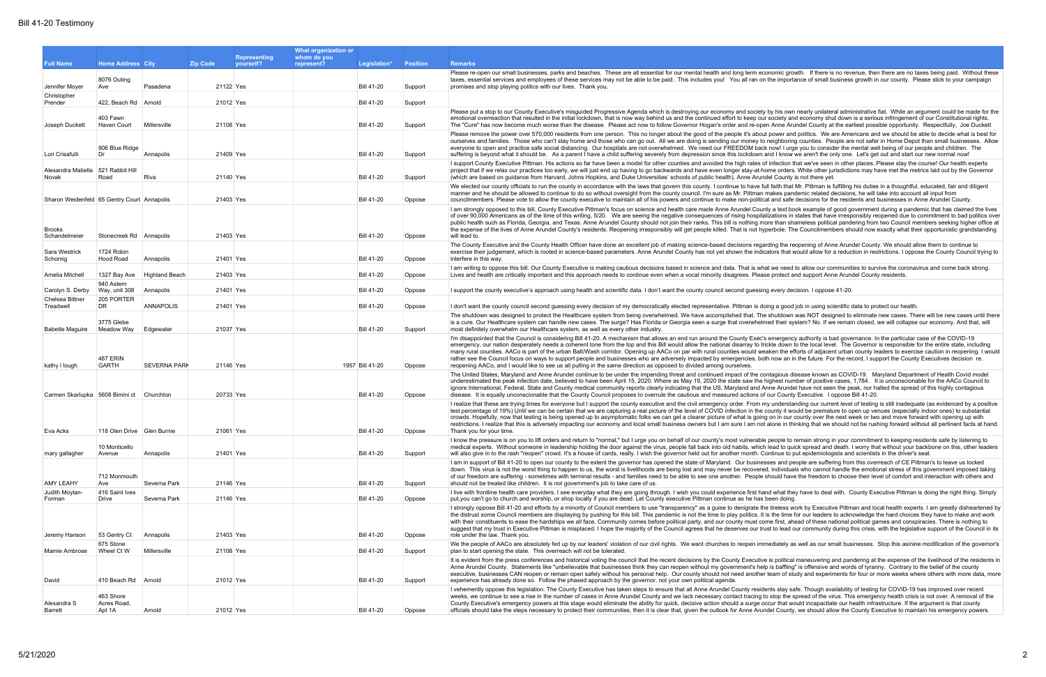# Bill 41-20 Testimony

| Full Name | Home Address | City | Zip Code | Representing yourself? | What organization or whom do you represent? | Legislation* | Position | Remarks |
|---|---|---|---|---|---|---|---|---|
| Jennifer Moyer | 8076 Outing Ave | Pasadena | 21122 | Yes | | Bill 41-20 | Support | Please re-open our small businesses, parks and beaches. These are all essential for our mental health and long term economic growth. If there is no revenue, then there are no taxes being paid. Without these taxes, essential services and employees of these services may not be able to be paid.. This includes you! You all ran on the importance of small business growth in our county. Please stick to your campaign promises and stop playing politics with our lives. Thank you. |
| Christopher Prender | 422, Beach Rd | Arnold | 21012 | Yes | | Bill 41-20 | Support | |
| Joseph Duckett | 403 Fawn Haven Court | Millersville | 21108 | Yes | | Bill 41-20 | Support | Please put a stop to our County Executive's misguided Progressive Agenda which is destroying our economy and society by his own nearly unilateral administrative fiat. While an argument could be made for the emotional overreaction that resulted in the initial lockdown, that is now way behind us and the continued effort to keep our society and economy shut down is a serious infringement of our Constitutional rights. The "Cure" has now become much worse than the disease. Please act now to follow Governor Hogan's order and re-open Anne Arundel County at the earliest possible opportunity. Respectfully. Joe Duckett |
| Lori Crisafulli | 906 Blue Ridge Dr | Annapolis | 21409 | Yes | | Bill 41-20 | Support | Please remove the power over 570,000 residents from one person. This no longer about the good of the people it's about power and politics. We are Americans and we should be able to decide what is best for ourselves and families. Those who can't stay home and those who can go out. All we are doing is sending our money to neighboring counties. People are not safer in Home Depot than small businesses. Allow everyone to open and practice safe social distancing. Our hospitals are not overwhelmed. We need our FREEDOM back now! I urge you to consider the mental well being of our people and children. The suffering is beyond what it should be. As a parent I have a child suffering severely from depression since this lockdown and I know we aren't the only one. Let's get out and start our new normal now! |
| Alexandra Matiella Novak | 521 Rabbit Hill Road | Riva | 21140 | Yes | | Bill 41-20 | Support | I support County Executive Pittman. His actions so far have been a model for other counties and avoided the high rates of infection that we've seen in other places. Please stay the course! Our health experts project that if we relax our practices too early, we will just end up having to go backwards and have even longer stay-at-home orders. While other jurisdictions may have met the metrics laid out by the Governor (which are based on guidance from Harvard, Johns Hopkins, and Duke Universities' schools of public health), Anne Arundel County is not there yet. |
| Sharon Weidenfeld | 65 Gentry Court | Annapolis | 21403 | Yes | | Bill 41-20 | Oppose | We elected our county officials to run the county in accordance with the laws that govern this county. I continue to have full faith that Mr. Pittman is fulfilling his duties in a thoughtful, educated, fair and diligent manner and he should be allowed to continue to do so without oversight from the county council. I'm sure as Mr. Pittman makes pandemic related decisions, he will take into account all input from councilmembers. Please vote to allow the county executive to maintain all of his powers and continue to make non-political and safe decisions for the residents and businesses in Anne Arundel County. |
| Brooks Schandelmeier | Stonecreek Rd | Annapolis | 21403 | Yes | | Bill 41-20 | Oppose | I am strongly opposed to this bill. County Executive Pittman's focus on science and health care made Anne Arundel County a text book example of good government during a pandemic that has claimed the lives of over 90,000 Americans as of the time of this writing, 5/20. We are seeing the negative consequences of rising hospitalizations in states that have irresponsibly reopened due to commitment to bad politics over public health such as Florida, Georgia, and Texas. Anne Arundel County should not join their ranks. This bill is nothing more than shameless political pandering from two Council members seeking higher office at the expense of the lives of Anne Arundel County's residents. Reopening irresponsibly will get people killed. That is not hyperbole. The Councilmembers should know exactly what their opportunistic grandstanding will lead to. |
| Sara Westrick Schomig | 1724 Robin Hood Road | Annapolis | 21401 | Yes | | Bill 41-20 | Oppose | The County Executive and the County Health Officer have done an excellent job of making science-based decisions regarding the reopening of Anne Arundel County. We should allow them to continue to exercise their judgement, which is rooted in science-based parameters. Anne Arundel County has not yet shown the indicators that would allow for a reduction in restrictions. I oppose the County Council trying to interfere in this way. |
| Amelia Mitchell | 1327 Bay Ave | Highland Beach | 21403 | Yes | | Bill 41-20 | Oppose | I am writing to oppose this bill. Our County Executive is making cautious decisions based in science and data. That is what we need to allow our communities to survive the coronavirus and come back strong. Lives and health are critically important and this approach needs to continue even when a vocal minority disagrees. Please protect and support Anne Arundel County residents. |
| Carolyn S. Derby | 940 Astern Way, unit 308 | Annapolis | 21401 | Yes | | Bill 41-20 | Oppose | I support the county executive's approach using health and scientific data. I don't want the county council second guessing every decision. I oppose 41-20. |
| Chelsea Bittner Treadwell | 205 PORTER DR | ANNAPOLIS | 21401 | Yes | | Bill 41-20 | Oppose | I don't want the county council second guessing every decision of my democratically elected representative. Pittman is doing a good job in using scientific data to protect our health. |
| Babette Maguire | 3775 Glebe Meadow Way | Edgewater | 21037 | Yes | | Bill 41-20 | Support | The shutdown was designed to protect the Healthcare system from being overwhelmed. We have accomplished that. The shutdown was NOT designed to eliminate new cases. There will be new cases until there is a cure. Our Healthcare system can handle new cases. The surge? Has Florida or Georgia seen a surge that overwhelmed their system? No. If we remain closed, we will collapse our economy. And that, will most definitely overwhelm our Healthcare system, as well as every other industry. |
| kathy I lough | 487 ERIN GARTH | SEVERNA PARK | 21146 | Yes | | 1957 Bill 41-20 | Oppose | I'm disappointed that the Council is considering Bill 41-20. A mechanism that allows an end run around the County Exec's emergency authority is bad governance. In the particular case of the COVID-19 emergency, our nation desperately needs a coherent tone from the top and this Bill would allow the national disarray to trickle down to the local level. The Governor is responsible for the entire state, including many rural counties. AACo is part of the urban Balt/Wash corridor. Opening up AACo on par with rural counties would weaken the efforts of adjacent urban county leaders to exercise caution in reopening. I would rather see the Council focus on ways to support people and businesses who are adversely impacted by emergencies, both now an in the future. For the record, I support the County Executives decision re. reopening AACo, and I would like to see us all pulling in the same direction as opposed to divided among ourselves. |
| Carmen Skarlupka | 5608 Bimini ct | Churchton | 20733 | Yes | | Bill 41-20 | Oppose | The United States, Maryland and Anne Arundel continue to be under the impending threat and continued impact of the contagious disease known as COVID-19. Maryland Department of Health Covid model underestimated the peak infection date, believed to have been April 15, 2020. Where as May 19, 2020 the state saw the highest number of positive cases, 1,784. It is unconscionable for the AACo Council to ignore International, Federal, State and County medical community reports clearly indicating that the US, Maryland and Anne Arundel have not seen the peak, nor halted the spread of this highly contagious disease. It is equally unconscionable that the County Council proposes to overrule the cautious and measured actions of our County Executive. I oppose Bill 41-20. |
| Eva Acks | 118 Olen Drive | Glen Burnie | 21061 | Yes | | Bill 41-20 | Oppose | I realize that these are trying times for everyone but I support the county executive and the civil emergency order. From my understanding our current level of testing is still inadequate (as evidenced by a positive test percentage of 19%) Until we can be certain that we are capturing a real picture of the level of COVID infection in the county it would be premature to open up venues (especially indoor ones) to substantial crowds. Hopefully, now that testing is being opened up to asymptomatic folks we can get a clearer picture of what is going on in our county over the next week or two and move forward with opening up with restrictions. I realize that this is adversely impacting our economy and local small business owners but I am sure I am not alone in thinking that we should not be rushing forward without all pertinent facts at hand. Thank you for your time. |
| mary gallagher | 10 Monticello Avenue | Annapolis | 21401 | Yes | | Bill 41-20 | Support | I know the pressure is on you to lift orders and return to "normal," but I urge you on behalf of our county's most vulnerable people to remain strong in your commitment to keeping residents safe by listening to medical experts. Without someone in leadership holding the door against the virus, people fall back into old habits, which lead to quick spread and death. I worry that without your backbone on this, other leaders will also give in to the rash "reopen" crowd. It's a house of cards, really. I wish the governor held out for another month. Continue to put epidemiologists and scientists in the driver's seat. |
| AMY LEAHY | 712 Monmouth Ave | Severna Park | 21146 | Yes | | Bill 41-20 | Support | I am in support of Bill 41-20 to open our county to the extent the governor has opened the state of Maryland. Our businesses and people are suffering from this overreach of CE Pittman's to leave us locked down. This virus is not the worst thing to happen to us, the worst is livelihoods are being lost and may never be recovered; individuals who cannot handle the emotional stress of this government imposed taking of our freedom are suffering - sometimes with terminal results - and families need to be able to see one another. People should have the freedom to choose their level of comfort and interaction with others and should not be treated like children. It is not government's job to take care of us. |
| Judith Moylan-Forman | 416 Saint Ives Drive | Severna Park | 21146 | Yes | | Bill 41-20 | Oppose | I live with frontline health care providers. I see everyday what they are going through. I wish you could experience first hand what they have to deal with. County Executive Pittman is doing the right thing. Simply put,you can't go to church and worship, or shop locally if you are dead. Let County executive Pittman continue as he has been doing. |
| Jeremy Hanson | 53 Gentry Ct | Annapolis | 21403 | Yes | | Bill 41-20 | Oppose | I strongly oppose Bill 41-20 and efforts by a minority of Council members to use "transparency" as a guise to denigrate the tireless work by Executive Pittman and local health experts. I am greatly disheartened by the distrust some Council members are displaying by pushing for this bill. This pandemic is not the time to play politics. It is the time for our leaders to acknowledge the hard choices they have to make and work with their constituents to ease the hardships we all face. Community comes before political party, and our county must come first, ahead of these national political games and conspiracies. There is nothing to suggest that my trust in Executive Pittman is misplaced. I hope the majority of the Council agrees that he deserves our trust to lead our community during this crisis, with the legislative support of the Council in its role under the law. Thank you. |
| Mamie Ambrose | 675 Stone Wheel Ct W | Millersville | 21108 | Yes | | Bill 41-20 | Support | We the people of AACo are absolutely fed up by our leaders' violation of our civil rights. We want churches to reopen immediately as well as our small businesses. Stop this asinine modification of the governor's plan to start opening the state. This overreach will not be tolerated. |
| David | 410 Beach Rd | Arnold | 21012 | Yes | | Bill 41-20 | Support | It is evident from the press conferences and historical voting the council that the recent decisions by the County Executive is political maneuvering and pandering at the expense of the livelihood of the residents in Anne Arundel County. Statements like "unbelievable that businesses think they can reopen without my government's help is baffling" is offensive and words of tyranny. Contrary to the belief of the county executive, businesses CAN reopen or remain open safely without his personal help. Our county should not need another team of study and experiments for four or more weeks where others with more data, more experience has already done so. Follow the phased approach by the governor, not your own political agenda. |
| Alexandra S Barrett | 463 Shore Acres Road, Apt 1A | Arnold | 21012 | Yes | | Bill 41-20 | Oppose | I vehemently oppose this legislation. The County Executive has taken steps to ensure that all Anne Arundel County residents stay safe. Though availability of testing for COVID-19 has improved over recent weeks, we continue to see a rise in the number of cases in Anne Arundel County and we lack necessary contact tracing to stop the spread of the virus. This emergency health crisis is not over. A removal of the County Executive's emergency powers at this stage would eliminate the ability for quick, decisive action should a surge occur that would incapacitate our health infrastructure. If the argument is that county officials should take the steps necessary to protect their communities, then it is clear that, given the outlook for Anne Arundel County, we should allow the County Executive to maintain his emergency powers. |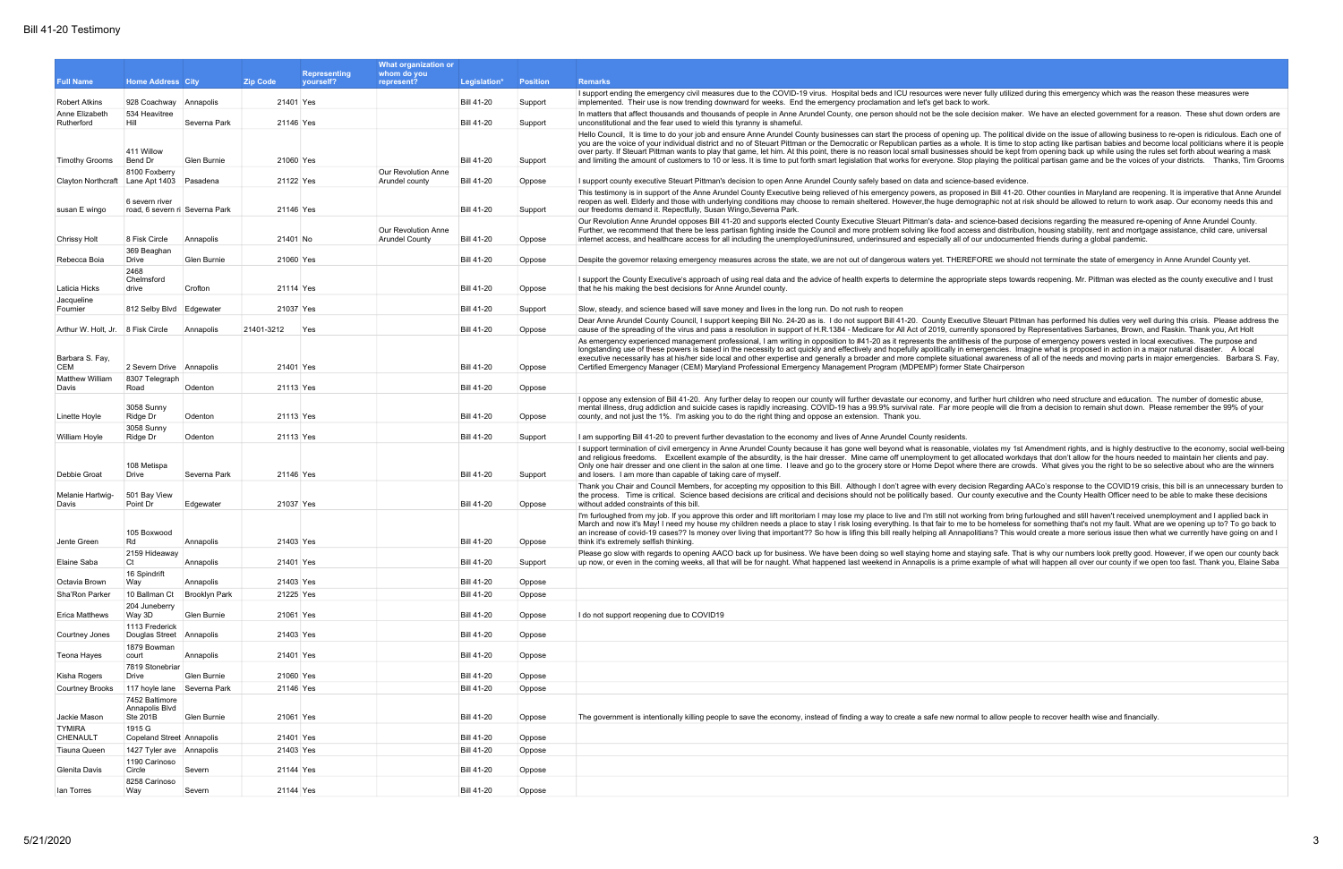# Bill 41-20 Testimony

| Full Name | Home Address | City | Zip Code | Representing yourself? | What organization or whom do you represent? | Legislation* | Position | Remarks |
|---|---|---|---|---|---|---|---|---|
| Robert Atkins | 928 Coachway | Annapolis | 21401 | Yes | | Bill 41-20 | Support | I support ending the emergency civil measures due to the COVID-19 virus. Hospital beds and ICU resources were never fully utilized during this emergency which was the reason these measures were implemented. Their use is now trending downward for weeks. End the emergency proclamation and let's get back to work. |
| Anne Elizabeth Rutherford | 534 Heavitree Hill | Severna Park | 21146 | Yes | | Bill 41-20 | Support | In matters that affect thousands and thousands of people in Anne Arundel County, one person should not be the sole decision maker. We have an elected government for a reason. These shut down orders are unconstitutional and the fear used to wield this tyranny is shameful. |
| Timothy Grooms | 411 Willow Bend Dr | Glen Burnie | 21060 | Yes | | Bill 41-20 | Support | Hello Council, It is time to do your job and ensure Anne Arundel County businesses can start the process of opening up. The political divide on the issue of allowing business to re-open is ridiculous. Each one of you are the voice of your individual district and no of Steuart Pittman or the Democratic or Republican parties as a whole. It is time to stop acting like partisan babies and become local politicians where it is people over party. If Steuart Pittman wants to play that game, let him. At this point, there is no reason local small businesses should be kept from opening back up while using the rules set forth about wearing a mask and limiting the amount of customers to 10 or less. It is time to put forth smart legislation that works for everyone. Stop playing the political partisan game and be the voices of your districts. Thanks, Tim Grooms |
| Clayton Northcraft | 8100 Foxberry Lane Apt 1403 | Pasadena | 21122 | Yes | Our Revolution Anne Arundel county | Bill 41-20 | Oppose | I support county executive Steuart Pittman's decision to open Anne Arundel County safely based on data and science-based evidence. |
| susan E wingo | 6 severn river road, 6 severn ri | Severna Park | 21146 | Yes | | Bill 41-20 | Support | This testimony is in support of the Anne Arundel County Executive being relieved of his emergency powers, as proposed in Bill 41-20. Other counties in Maryland are reopening. It is imperative that Anne Arundel reopen as well. Elderly and those with underlying conditions may choose to remain sheltered. However,the huge demographic not at risk should be allowed to return to work asap. Our economy needs this and our freedoms demand it. Repectfully, Susan Wingo,Severna Park. |
| Chrissy Holt | 8 Fisk Circle | Annapolis | 21401 | No | Our Revolution Anne Arundel County | Bill 41-20 | Oppose | Our Revolution Anne Arundel opposes Bill 41-20 and supports elected County Executive Steuart Pittman's data- and science-based decisions regarding the measured re-opening of Anne Arundel County. Further, we recommend that there be less partisan fighting inside the Council and more problem solving like food access and distribution, housing stability, rent and mortgage assistance, child care, universal internet access, and healthcare access for all including the unemployed/uninsured, underinsured and especially all of our undocumented friends during a global pandemic. |
| Rebecca Boia | 369 Beaghan Drive | Glen Burnie | 21060 | Yes | | Bill 41-20 | Oppose | Despite the governor relaxing emergency measures across the state, we are not out of dangerous waters yet. THEREFORE we should not terminate the state of emergency in Anne Arundel County yet. |
| Laticia Hicks | 2468 Chelmsford drive | Crofton | 21114 | Yes | | Bill 41-20 | Oppose | I support the County Executive's approach of using real data and the advice of health experts to determine the appropriate steps towards reopening. Mr. Pittman was elected as the county executive and I trust that he his making the best decisions for Anne Arundel county. |
| Jacqueline Fournier | 812 Selby Blvd | Edgewater | 21037 | Yes | | Bill 41-20 | Support | Slow, steady, and science based will save money and lives in the long run. Do not rush to reopen |
| Arthur W. Holt, Jr. | 8 Fisk Circle | Annapolis | 21401-3212 | Yes | | Bill 41-20 | Oppose | Dear Anne Arundel County Council, I support keeping Bill No. 24-20 as is. I do not support Bill 41-20. County Executive Steuart Pittman has performed his duties very well during this crisis. Please address the cause of the spreading of the virus and pass a resolution in support of H.R.1384 - Medicare for All Act of 2019, currently sponsored by Representatives Sarbanes, Brown, and Raskin. Thank you, Art Holt |
| Barbara S. Fay, CEM | 2 Severn Drive | Annapolis | 21401 | Yes | | Bill 41-20 | Oppose | As emergency experienced management professional, I am writing in opposition to #41-20 as it represents the antithesis of the purpose of emergency powers vested in local executives. The purpose and longstanding use of these powers is based in the necessity to act quickly and effectively and hopefully apolitically in emergencies. Imagine what is proposed in action in a major natural disaster. A local executive necessarily has at his/her side local and other expertise and generally a broader and more complete situational awareness of all of the needs and moving parts in major emergencies. Barbara S. Fay, Certified Emergency Manager (CEM) Maryland Professional Emergency Management Program (MDPEMP) former State Chairperson |
| Matthew William Davis | 8307 Telegraph Road | Odenton | 21113 | Yes | | Bill 41-20 | Oppose | |
| Linette Hoyle | 3058 Sunny Ridge Dr | Odenton | 21113 | Yes | | Bill 41-20 | Oppose | I oppose any extension of Bill 41-20. Any further delay to reopen our county will further devastate our economy, and further hurt children who need structure and education. The number of domestic abuse, mental illness, drug addiction and suicide cases is rapidly increasing. COVID-19 has a 99.9% survival rate. Far more people will die from a decision to remain shut down. Please remember the 99% of your county, and not just the 1%. I'm asking you to do the right thing and oppose an extension. Thank you. |
| William Hoyle | 3058 Sunny Ridge Dr | Odenton | 21113 | Yes | | Bill 41-20 | Support | I am supporting Bill 41-20 to prevent further devastation to the economy and lives of Anne Arundel County residents. |
| Debbie Groat | 108 Metispa Drive | Severna Park | 21146 | Yes | | Bill 41-20 | Support | I support termination of civil emergency in Anne Arundel County because it has gone well beyond what is reasonable, violates my 1st Amendment rights, and is highly destructive to the economy, social well-being and religious freedoms. Excellent example of the absurdity, is the hair dresser. Mine came off unemployment to get allocated workdays that don't allow for the hours needed to maintain her clients and pay. Only one hair dresser and one client in the salon at one time. I leave and go to the grocery store or Home Depot where there are crowds. What gives you the right to be so selective about who are the winners and losers. I am more than capable of taking care of myself. |
| Melanie Hartwig-Davis | 501 Bay View Point Dr | Edgewater | 21037 | Yes | | Bill 41-20 | Oppose | Thank you Chair and Council Members, for accepting my opposition to this Bill. Although I don't agree with every decision Regarding AACo's response to the COVID19 crisis, this bill is an unnecessary burden to the process. Time is critical. Science based decisions are critical and decisions should not be politically based. Our county executive and the County Health Officer need to be able to make these decisions without added constraints of this bill. |
| Jente Green | 105 Boxwood Rd | Annapolis | 21403 | Yes | | Bill 41-20 | Oppose | I'm furloughed from my job. If you approve this order and lift moritoriam I may lose my place to live and I'm still not working from bring furloughed and still haven't received unemployment and I applied back in March and now it's May! I need my house my children needs a place to stay I risk losing everything. Is that fair to me to be homeless for something that's not my fault. What are we opening up to? To go back to an increase of covid-19 cases?? Is money over living that important?? So how is lifing this bill really helping all Annapolitians? This would create a more serious issue then what we currently have going on and I think it's extremely selfish thinking. |
| Elaine Saba | 2159 Hideaway Ct | Annapolis | 21401 | Yes | | Bill 41-20 | Support | Please go slow with regards to opening AACO back up for business. We have been doing so well staying home and staying safe. That is why our numbers look pretty good. However, if we open our county back up now, or even in the coming weeks, all that will be for naught. What happened last weekend in Annapolis is a prime example of what will happen all over our county if we open too fast. Thank you, Elaine Saba |
| Octavia Brown | 16 Spindrift Way | Annapolis | 21403 | Yes | | Bill 41-20 | Oppose | |
| Sha'Ron Parker | 10 Ballman Ct | Brooklyn Park | 21225 | Yes | | Bill 41-20 | Oppose | |
| Erica Matthews | 204 Juneberry Way 3D | Glen Burnie | 21061 | Yes | | Bill 41-20 | Oppose | I do not support reopening due to COVID19 |
| Courtney Jones | 1113 Frederick Douglas Street | Annapolis | 21403 | Yes | | Bill 41-20 | Oppose | |
| Teona Hayes | 1879 Bowman court | Annapolis | 21401 | Yes | | Bill 41-20 | Oppose | |
| Kisha Rogers | 7819 Stonebriar Drive | Glen Burnie | 21060 | Yes | | Bill 41-20 | Oppose | |
| Courtney Brooks | 117 hoyle lane | Severna Park | 21146 | Yes | | Bill 41-20 | Oppose | |
| Jackie Mason | 7452 Baltimore Annapolis Blvd Ste 201B | Glen Burnie | 21061 | Yes | | Bill 41-20 | Oppose | The government is intentionally killing people to save the economy, instead of finding a way to create a safe new normal to allow people to recover health wise and financially. |
| TYMIRA CHENAULT | 1915 G Copeland Street | Annapolis | 21401 | Yes | | Bill 41-20 | Oppose | |
| Tiauna Queen | 1427 Tyler ave | Annapolis | 21403 | Yes | | Bill 41-20 | Oppose | |
| Glenita Davis | 1190 Carinoso Circle | Severn | 21144 | Yes | | Bill 41-20 | Oppose | |
| Ian Torres | 8258 Carinoso Way | Severn | 21144 | Yes | | Bill 41-20 | Oppose | |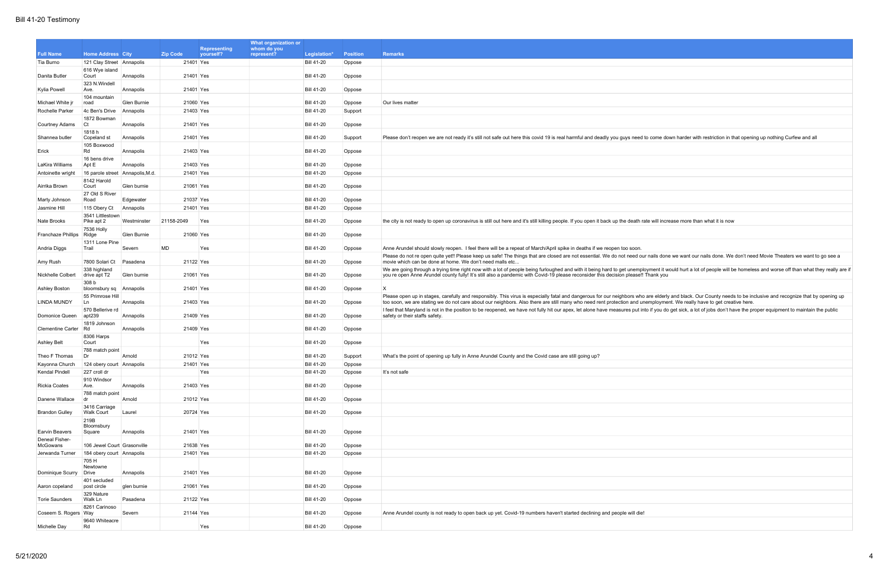# Bill 41-20 Testimony

| Full Name | Home Address | City | Zip Code | Representing yourself? | What organization or whom do you represent? | Legislation* | Position | Remarks |
|---|---|---|---|---|---|---|---|---|
| Tia Burno | 121 Clay Street | Annapolis | 21401 | Yes | | Bill 41-20 | Oppose | |
| Danita Butler | 616 Wye island Court | Annapolis | 21401 | Yes | | Bill 41-20 | Oppose | |
| Kylia Powell | 323 N.Windell Ave. | Annapolis | 21401 | Yes | | Bill 41-20 | Oppose | |
| Michael White jr | 104 mountain road | Glen Burnie | 21060 | Yes | | Bill 41-20 | Oppose | Our lives matter |
| Rochelle Parker | 4c Ben's Drive | Annapolis | 21403 | Yes | | Bill 41-20 | Support | |
| Courtney Adams | 1872 Bowman Ct | Annapolis | 21401 | Yes | | Bill 41-20 | Oppose | |
| Shannea butler | 1818 h Copeland st | Annapolis | 21401 | Yes | | Bill 41-20 | Support | Please don't reopen we are not ready it's still not safe out here this covid 19 is real harmful and deadly you guys need to come down harder with restriction in that opening up nothing Curfew and all |
| Erick | 105 Boxwood Rd | Annapolis | 21403 | Yes | | Bill 41-20 | Oppose | |
| LaKira Williams | 16 bens drive Apt E | Annapolis | 21403 | Yes | | Bill 41-20 | Oppose | |
| Antoinette wright | 16 parole street | Annapolis,M.d. | 21401 | Yes | | Bill 41-20 | Oppose | |
| Airrika Brown | 8142 Harold Court | Glen burnie | 21061 | Yes | | Bill 41-20 | Oppose | |
| Marty Johnson | 27 Old S River Road | Edgewater | 21037 | Yes | | Bill 41-20 | Oppose | |
| Jasmine Hill | 115 Obery Ct | Annapolis | 21401 | Yes | | Bill 41-20 | Oppose | |
| Nate Brooks | 3541 Littlestown Pike apt 2 | Westminster | 21158-2049 | Yes | | Bill 41-20 | Oppose | the city is not ready to open up coronavirus is still out here and it's still killing people. If you open it back up the death rate will increase more than what it is now |
| Franchaze Phillips | 7536 Holly Ridge | Glen Burnie | 21060 | Yes | | Bill 41-20 | Oppose | |
| Andria Diggs | 1311 Lone Pine Trail | Severn | MD | Yes | | Bill 41-20 | Oppose | Anne Arundel should slowly reopen. I feel there will be a repeat of March/April spike in deaths if we reopen too soon. |
| Amy Rush | 7800 Solari Ct | Pasadena | 21122 | Yes | | Bill 41-20 | Oppose | Please do not re open quite yet!! Please keep us safe! The things that are closed are not essential. We do not need our nails done we want our nails done. We don't need Movie Theaters we want to go see a movie which can be done at home. We don't need malls etc... |
| Nickhelle Colbert | 338 highland drive apt T2 | Glen burnie | 21061 | Yes | | Bill 41-20 | Oppose | We are going through a trying time right now with a lot of people being furloughed and with it being hard to get unemployment it would hurt a lot of people will be homeless and worse off than what they really are if you re open Anne Arundel county fully! It's still also a pandemic with Covid-19 please reconsider this decision please!! Thank you |
| Ashley Boston | 308 b bloomsbury sq | Annapolis | 21401 | Yes | | Bill 41-20 | Oppose | |
| LINDA MUNDY | 55 Primrose Hill Ln | Annapolis | 21403 | Yes | | Bill 41-20 | Oppose | Please open up in stages, carefully and responsibly. This virus is especially fatal and dangerous for our neighbors who are elderly and black. Our County needs to be inclusive and recognize that by opening up too soon, we are stating we do not care about our neighbors. Also there are still many who need rent protection and unemployment. We really have to get creative here. |
| Domonice Queen | 570 Bellerive rd apt239 | Annapolis | 21409 | Yes | | Bill 41-20 | Oppose | I feel that Maryland is not in the position to be reopened, we have not fully hit our apex, let alone have measures put into if you do get sick, a lot of jobs don't have the proper equipment to maintain the public safety or their staffs safety. |
| Clementine Carter | 1819 Johnson Rd | Annapolis | 21409 | Yes | | Bill 41-20 | Oppose | X |
| Ashley Belt | 8306 Harps Court | | | Yes | | Bill 41-20 | Oppose | |
| Theo F Thomas | 788 match point Dr | Arnold | 21012 | Yes | | Bill 41-20 | Support | What's the point of opening up fully in Anne Arundel County and the Covid case are still going up? |
| Kayonna Church | 124 obery court | Annapolis | 21401 | Yes | | Bill 41-20 | Oppose | |
| Kendal Pindell | 227 croll dr | | | Yes | | Bill 41-20 | Oppose | It's not safe |
| Rickia Coates | 910 Windsor Ave. | Annapolis | 21403 | Yes | | Bill 41-20 | Oppose | |
| Danene Wallace | 788 match point dr | Arnold | 21012 | Yes | | Bill 41-20 | Oppose | |
| Brandon Gulley | 3416 Carriage Walk Court | Laurel | 20724 | Yes | | Bill 41-20 | Oppose | |
| Earvin Beavers | 219B Bloomsbury Square | Annapolis | 21401 | Yes | | Bill 41-20 | Oppose | |
| Deneal Fisher-McGowans | 106 Jewel Court | Grasonville | 21638 | Yes | | Bill 41-20 | Oppose | |
| Jerwanda Turner | 184 obery court | Annapolis | 21401 | Yes | | Bill 41-20 | Oppose | |
| Dominique Scurry | 705 H Newtowne Drive | Annapolis | 21401 | Yes | | Bill 41-20 | Oppose | |
| Aaron copeland | 401 secluded post circle | glen burnie | 21061 | Yes | | Bill 41-20 | Oppose | |
| Torie Saunders | 329 Nature Walk Ln | Pasadena | 21122 | Yes | | Bill 41-20 | Oppose | |
| Coseem S. Rogers | 8261 Carinoso Way | Severn | 21144 | Yes | | Bill 41-20 | Oppose | Anne Arundel county is not ready to open back up yet. Covid-19 numbers haven't started declining and people will die! |
| Michelle Day | 9640 Whiteacre Rd | | | Yes | | Bill 41-20 | Oppose | |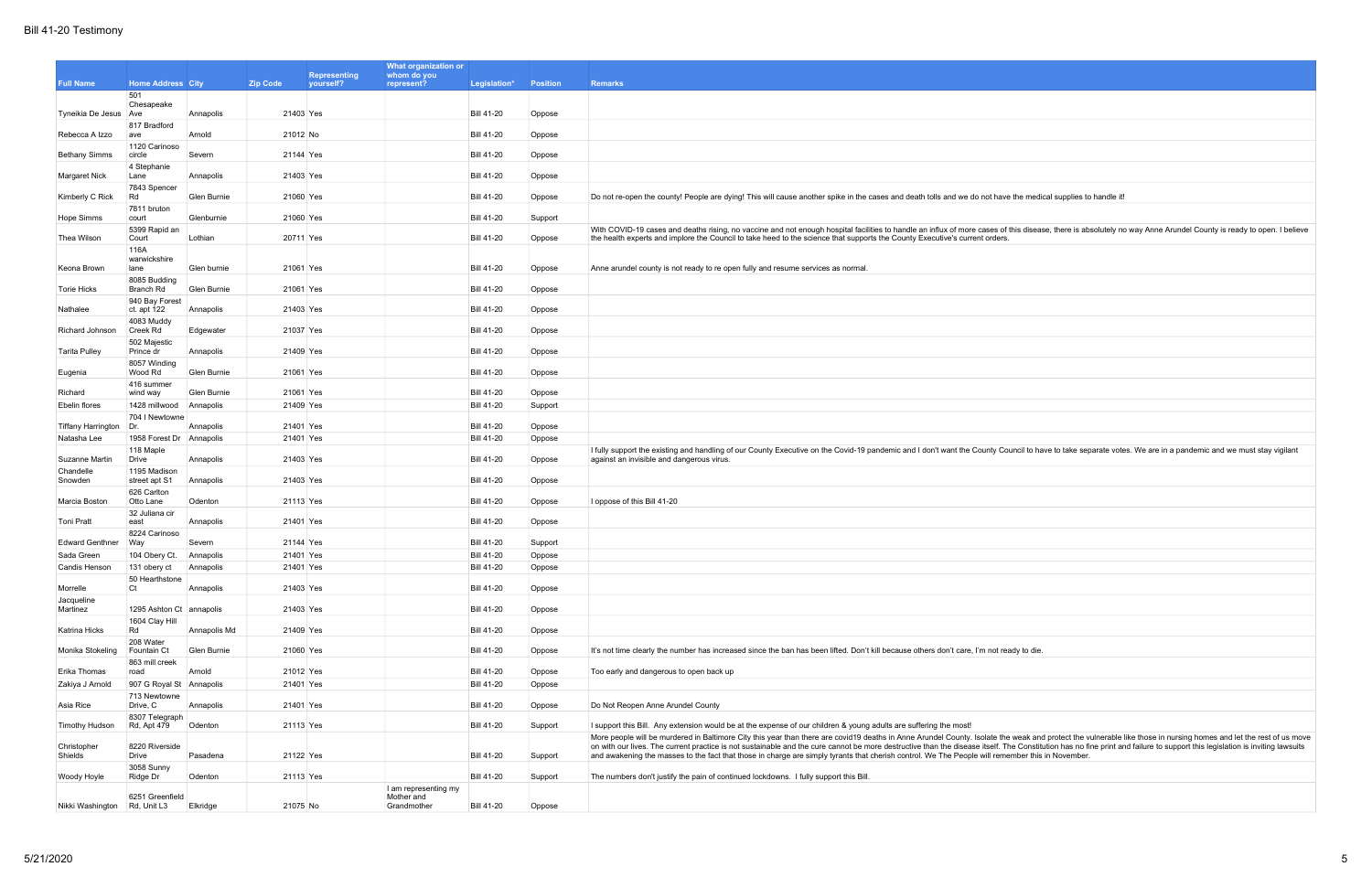# Bill 41-20 Testimony

| Full Name | Home Address | City | Zip Code | Representing yourself? | What organization or whom do you represent? | Legislation* | Position | Remarks |
|---|---|---|---|---|---|---|---|---|
| Tyneikia De Jesus | 501 Chesapeake Ave | Annapolis | 21403 | Yes | | Bill 41-20 | Oppose | |
| Rebecca A Izzo | 817 Bradford ave | Arnold | 21012 | No | | Bill 41-20 | Oppose | |
| Bethany Simms | 1120 Carinoso circle | Severn | 21144 | Yes | | Bill 41-20 | Oppose | |
| Margaret Nick | 4 Stephanie Lane | Annapolis | 21403 | Yes | | Bill 41-20 | Oppose | |
| Kimberly C Rick | 7843 Spencer Rd | Glen Burnie | 21060 | Yes | | Bill 41-20 | Oppose | Do not re-open the county! People are dying! This will cause another spike in the cases and death tolls and we do not have the medical supplies to handle it! |
| Hope Simms | 7811 bruton court | Glenburnie | 21060 | Yes | | Bill 41-20 | Support | |
| Thea Wilson | 5399 Rapid an Court | Lothian | 20711 | Yes | | Bill 41-20 | Oppose | With COVID-19 cases and deaths rising, no vaccine and not enough hospital facilities to handle an influx of more cases of this disease, there is absolutely no way Anne Arundel County is ready to open. I believe the health experts and implore the Council to take heed to the science that supports the County Executive's current orders. |
| Keona Brown | 116A warwickshire lane | Glen burnie | 21061 | Yes | | Bill 41-20 | Oppose | Anne arundel county is not ready to re open fully and resume services as normal. |
| Torie Hicks | 8085 Budding Branch Rd | Glen Burnie | 21061 | Yes | | Bill 41-20 | Oppose | |
| Nathalee | 940 Bay Forest ct. apt 122 | Annapolis | 21403 | Yes | | Bill 41-20 | Oppose | |
| Richard Johnson | 4083 Muddy Creek Rd | Edgewater | 21037 | Yes | | Bill 41-20 | Oppose | |
| Tarita Pulley | 502 Majestic Prince dr | Annapolis | 21409 | Yes | | Bill 41-20 | Oppose | |
| Eugenia | 8057 Winding Wood Rd | Glen Burnie | 21061 | Yes | | Bill 41-20 | Oppose | |
| Richard | 416 summer wind way | Glen Burnie | 21061 | Yes | | Bill 41-20 | Oppose | |
| Ebelin flores | 1428 millwood | Annapolis | 21409 | Yes | | Bill 41-20 | Support | |
| Tiffany Harrington | 704 I Newtowne Dr. | Annapolis | 21401 | Yes | | Bill 41-20 | Oppose | |
| Natasha Lee | 1958 Forest Dr | Annapolis | 21401 | Yes | | Bill 41-20 | Oppose | |
| Suzanne Martin | 118 Maple Drive | Annapolis | 21403 | Yes | | Bill 41-20 | Oppose | I fully support the existing and handling of our County Executive on the Covid-19 pandemic and I don't want the County Council to have to take separate votes. We are in a pandemic and we must stay vigilant against an invisible and dangerous virus. |
| Chandelle Snowden | 1195 Madison street apt S1 | Annapolis | 21403 | Yes | | Bill 41-20 | Oppose | |
| Marcia Boston | 626 Carlton Otto Lane | Odenton | 21113 | Yes | | Bill 41-20 | Oppose | I oppose of this Bill 41-20 |
| Toni Pratt | 32 Juliana cir east | Annapolis | 21401 | Yes | | Bill 41-20 | Oppose | |
| Edward Genthner | 8224 Carinoso Way | Severn | 21144 | Yes | | Bill 41-20 | Support | |
| Sada Green | 104 Obery Ct. | Annapolis | 21401 | Yes | | Bill 41-20 | Oppose | |
| Candis Henson | 131 obery ct | Annapolis | 21401 | Yes | | Bill 41-20 | Oppose | |
| Morrelle | 50 Hearthstone Ct | Annapolis | 21403 | Yes | | Bill 41-20 | Oppose | |
| Jacqueline Martinez | 1295 Ashton Ct | annapolis | 21403 | Yes | | Bill 41-20 | Oppose | |
| Katrina Hicks | 1604 Clay Hill Rd | Annapolis Md | 21409 | Yes | | Bill 41-20 | Oppose | |
| Monika Stokeling | 208 Water Fountain Ct | Glen Burnie | 21060 | Yes | | Bill 41-20 | Oppose | It's not time clearly the number has increased since the ban has been lifted. Don't kill because others don't care, I'm not ready to die. |
| Erika Thomas | 863 mill creek road | Arnold | 21012 | Yes | | Bill 41-20 | Oppose | Too early and dangerous to open back up |
| Zakiya J Arnold | 907 G Royal St | Annapolis | 21401 | Yes | | Bill 41-20 | Oppose | |
| Asia Rice | 713 Newtowne Drive, C | Annapolis | 21401 | Yes | | Bill 41-20 | Oppose | Do Not Reopen Anne Arundel County |
| Timothy Hudson | 8307 Telegraph Rd, Apt 479 | Odenton | 21113 | Yes | | Bill 41-20 | Support | I support this Bill. Any extension would be at the expense of our children & young adults are suffering the most! |
| Christopher Shields | 8220 Riverside Drive | Pasadena | 21122 | Yes | | Bill 41-20 | Support | More people will be murdered in Baltimore City this year than there are covid19 deaths in Anne Arundel County. Isolate the weak and protect the vulnerable like those in nursing homes and let the rest of us move on with our lives. The current practice is not sustainable and the cure cannot be more destructive than the disease itself. The Constitution has no fine print and failure to support this legislation is inviting lawsuits and awakening the masses to the fact that those in charge are simply tyrants that cherish control. We The People will remember this in November. |
| Woody Hoyle | 3058 Sunny Ridge Dr | Odenton | 21113 | Yes | | Bill 41-20 | Support | The numbers don't justify the pain of continued lockdowns. I fully support this Bill. |
| Nikki Washington | 6251 Greenfield Rd, Unit L3 | Elkridge | 21075 | No | I am representing my Mother and Grandmother | Bill 41-20 | Oppose | |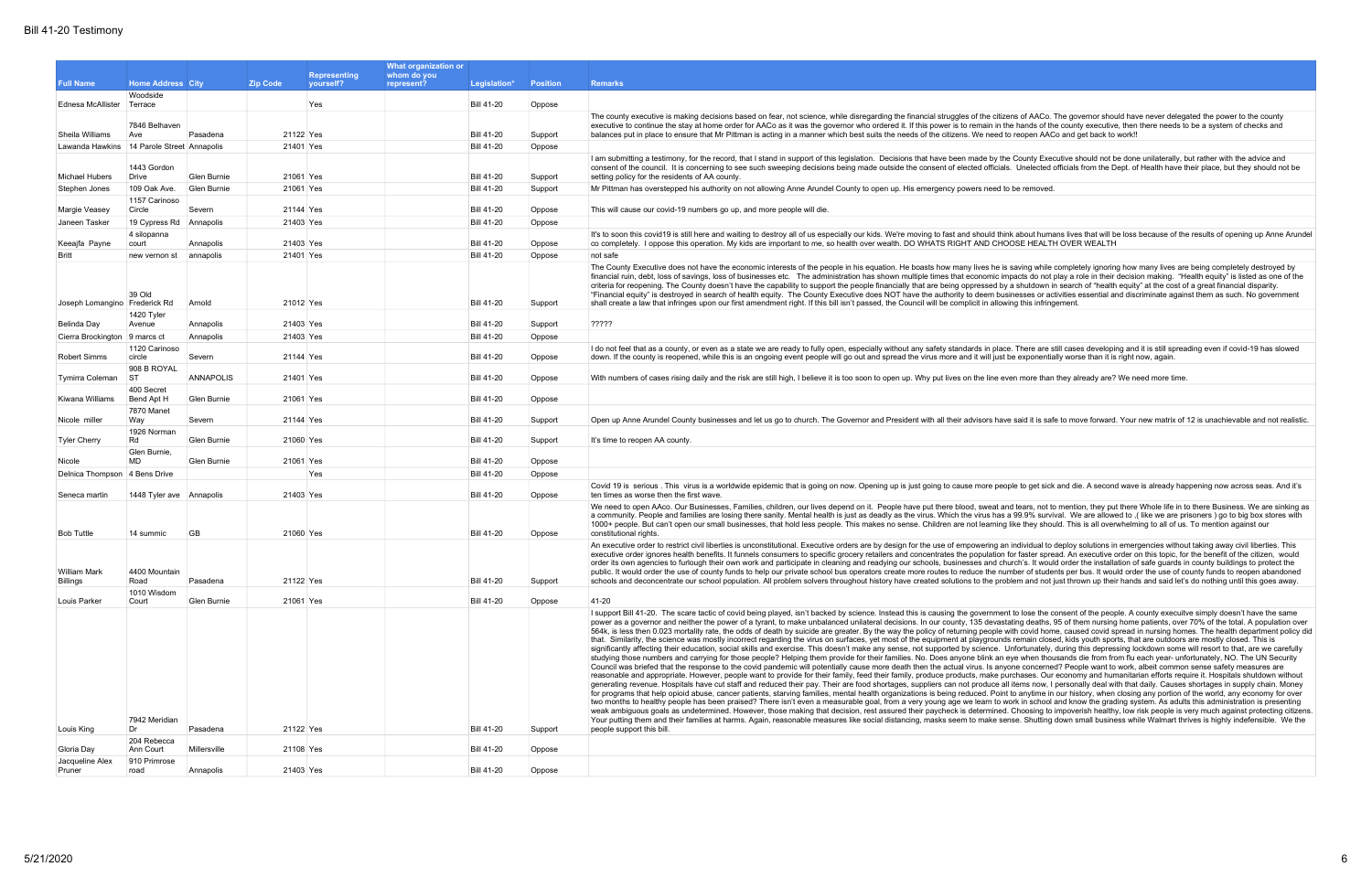# Bill 41-20 Testimony

| Full Name | Home Address | City | Zip Code | Representing yourself? | What organization or whom do you represent? | Legislation* | Position | Remarks |
|---|---|---|---|---|---|---|---|---|
| Ednesa McAllister | Woodside Terrace | | | Yes | | Bill 41-20 | Oppose | |
| Sheila Williams | 7846 Belhaven Ave | Pasadena | 21122 | Yes | | Bill 41-20 | Support | The county executive is making decisions based on fear, not science, while disregarding the financial struggles of the citizens of AACo. The governor should have never delegated the power to the county executive to continue the stay at home order for AACo as it was the governor who ordered it. If this power is to remain in the hands of the county executive, then there needs to be a system of checks and balances put in place to ensure that Mr Pittman is acting in a manner which best suits the needs of the citizens. We need to reopen AACo and get back to work!! |
| Lawanda Hawkins | 14 Parole Street | Annapolis | 21401 | Yes | | Bill 41-20 | Oppose | |
| Michael Hubers | 1443 Gordon Drive | Glen Burnie | 21061 | Yes | | Bill 41-20 | Support | I am submitting a testimony, for the record, that I stand in support of this legislation. Decisions that have been made by the County Executive should not be done unilaterally, but rather with the advice and consent of the council. It is concerning to see such sweeping decisions being made outside the consent of elected officials. Unelected officials from the Dept. of Health have their place, but they should not be setting policy for the residents of AA county. |
| Stephen Jones | 109 Oak Ave. | Glen Burnie | 21061 | Yes | | Bill 41-20 | Support | Mr Pittman has overstepped his authority on not allowing Anne Arundel County to open up. His emergency powers need to be removed. |
| Margie Veasey | 1157 Carinoso Circle | Severn | 21144 | Yes | | Bill 41-20 | Oppose | This will cause our covid-19 numbers go up, and more people will die. |
| Janeen Tasker | 19 Cypress Rd | Annapolis | 21403 | Yes | | Bill 41-20 | Oppose | |
| Keeajfa Payne | 4 silopanna court | Annapolis | 21403 | Yes | | Bill 41-20 | Oppose | It's to soon this covid19 is still here and waiting to destroy all of us especially our kids. We're moving to fast and should think about humans lives that will be loss because of the results of opening up Anne Arundel co completely. I oppose this operation. My kids are important to me, so health over wealth. DO WHATS RIGHT AND CHOOSE HEALTH OVER WEALTH |
| Britt | new vernon st | annapolis | 21401 | Yes | | Bill 41-20 | Oppose | not safe |
| Joseph Lomangino | 39 Old Frederick Rd | Arnold | 21012 | Yes | | Bill 41-20 | Support | The County Executive does not have the economic interests of the people in his equation. He boasts how many lives he is saving while completely ignoring how many lives are being completely destroyed by financial ruin, debt, loss of savings, loss of businesses etc. The administration has shown multiple times that economic impacts do not play a role in their decision making. "Health equity" is listed as one of the criteria for reopening. The County doesn't have the capability to support the people financially that are being oppressed by a shutdown in search of "health equity" at the cost of a great financial disparity. "Financial equity" is destroyed in search of health equity. The County Executive does NOT have the authority to deem businesses or activities essential and discriminate against them as such. No government shall create a law that infringes upon our first amendment right. If this bill isn't passed, the Council will be complicit in allowing this infringement. |
| Belinda Day | 1420 Tyler Avenue | Annapolis | 21403 | Yes | | Bill 41-20 | Support | ????? |
| Cierra Brockington | 9 marcs ct | Annapolis | 21403 | Yes | | Bill 41-20 | Oppose | |
| Robert Simms | 1120 Carinoso circle | Severn | 21144 | Yes | | Bill 41-20 | Oppose | I do not feel that as a county, or even as a state we are ready to fully open, especially without any safety standards in place. There are still cases developing and it is still spreading even if covid-19 has slowed down. If the county is reopened, while this is an ongoing event people will go out and spread the virus more and it will just be exponentially worse than it is right now, again. |
| Tymirra Coleman | 908 B ROYAL ST | ANNAPOLIS | 21401 | Yes | | Bill 41-20 | Oppose | With numbers of cases rising daily and the risk are still high, I believe it is too soon to open up. Why put lives on the line even more than they already are? We need more time. |
| Kiwana Williams | 400 Secret Bend Apt H | Glen Burnie | 21061 | Yes | | Bill 41-20 | Oppose | |
| Nicole miller | 7870 Manet Way | Severn | 21144 | Yes | | Bill 41-20 | Support | Open up Anne Arundel County businesses and let us go to church. The Governor and President with all their advisors have said it is safe to move forward. Your new matrix of 12 is unachievable and not realistic. |
| Tyler Cherry | 1926 Norman Rd | Glen Burnie | 21060 | Yes | | Bill 41-20 | Support | It's time to reopen AA county. |
| Nicole | Glen Burnie, MD | Glen Burnie | 21061 | Yes | | Bill 41-20 | Oppose | |
| Delnica Thompson | 4 Bens Drive | | | Yes | | Bill 41-20 | Oppose | |
| Seneca martin | 1448 Tyler ave | Annapolis | 21403 | Yes | | Bill 41-20 | Oppose | Covid 19 is serious . This virus is a worldwide epidemic that is going on now. Opening up is just going to cause more people to get sick and die. A second wave is already happening now across seas. And it's ten times as worse then the first wave. |
| Bob Tuttle | 14 summic | GB | 21060 | Yes | | Bill 41-20 | Oppose | We need to open AAco. Our Businesses, Families, children, our lives depend on it. People have put there blood, sweat and tears, not to mention, they put there Whole life in to there Business. We are sinking as a community. People and families are losing there sanity. Mental health is just as deadly as the virus. Which the virus has a 99.9% survival. We are allowed to ,( like we are prisoners ) go to big box stores with 1000+ people. But can't open our small businesses, that hold less people. This makes no sense. Children are not learning like they should. This is all overwhelming to all of us. To mention against our constitutional rights. |
| William Mark Billings | 4400 Mountain Road | Pasadena | 21122 | Yes | | Bill 41-20 | Support | An executive order to restrict civil liberties is unconstitutional. Executive orders are by design for the use of empowering an individual to deploy solutions in emergencies without taking away civil liberties. This executive order ignores health benefits. It funnels consumers to specific grocery retailers and concentrates the population for faster spread. An executive order on this topic, for the benefit of the citizen, would order its own agencies to furlough their own work and participate in cleaning and readying our schools, businesses and church's. It would order the installation of safe guards in county buildings to protect the public. It would order the use of county funds to help our private school bus operators create more routes to reduce the number of students per bus. It would order the use of county funds to reopen abandoned schools and deconcentrate our school population. All problem solvers throughout history have created solutions to the problem and not just thrown up their hands and said let's do nothing until this goes away. |
| Louis Parker | 1010 Wisdom Court | Glen Burnie | 21061 | Yes | | Bill 41-20 | Oppose | 41-20 |
| Louis King | 7942 Meridian Dr | Pasadena | 21122 | Yes | | Bill 41-20 | Support | I support Bill 41-20. The scare tactic of covid being played, isn't backed by science. Instead this is causing the government to lose the consent of the people. A county executive simply doesn't have the same power as a governor and neither the power of a tyrant, to make unbalanced unilateral decisions. In our county, 135 devastating deaths, 95 of them nursing home patients, over 70% of the total. A population over 564k, is less then 0.023 mortality rate, the odds of death by suicide are greater. By the way the policy of returning people with covid home, caused covid spread in nursing homes. The health department policy did that. Similarity, the science was mostly incorrect regarding the virus on surfaces, yet most of the equipment at playgrounds remain closed, kids youth sports, that are outdoors are mostly closed. This is significantly affecting their education, social skills and exercise. This doesn't make any sense, not supported by science. Unfortunately, during this depressing lockdown some will resort to that, are we carefully studying those numbers and carrying for those people? Helping them provide for their families. No. Does anyone blink an eye when thousands die from from flu each year- unfortunately, NO. The UN Security Council was briefed that the response to the covid pandemic will potentially cause more death then the actual virus. Is anyone concerned? People want to work, albeit common sense safety measures are reasonable and appropriate. However, people want to provide for their family, feed their family, produce products, make purchases. Our economy and humanitarian efforts require it. Hospitals shutdown without generating revenue. Hospitals have cut staff and reduced their pay. Their are food shortages, suppliers can not produce all items now, I personally deal with that daily. Causes shortages in supply chain. Money for programs that help opioid abuse, cancer patients, starving families, mental health organizations is being reduced. Point to anytime in our history, when closing any portion of the world, any economy for over two months to healthy people has been praised? There isn't even a measurable goal, from a very young age we learn to work in school and know the grading system. As adults this administration is presenting weak ambiguous goals as undetermined. However, those making that decision, rest assured their paycheck is determined. Choosing to impoverish healthy, low risk people is very much against protecting citizens. Your putting them and their families at harms. Again, reasonable measures like social distancing, masks seem to make sense. Shutting down small business while Walmart thrives is highly indefensible. We the people support this bill. |
| Gloria Day | 204 Rebecca Ann Court | Millersville | 21108 | Yes | | Bill 41-20 | Oppose | |
| Jacqueline Alex Pruner | 910 Primrose road | Annapolis | 21403 | Yes | | Bill 41-20 | Oppose | |

5/21/2020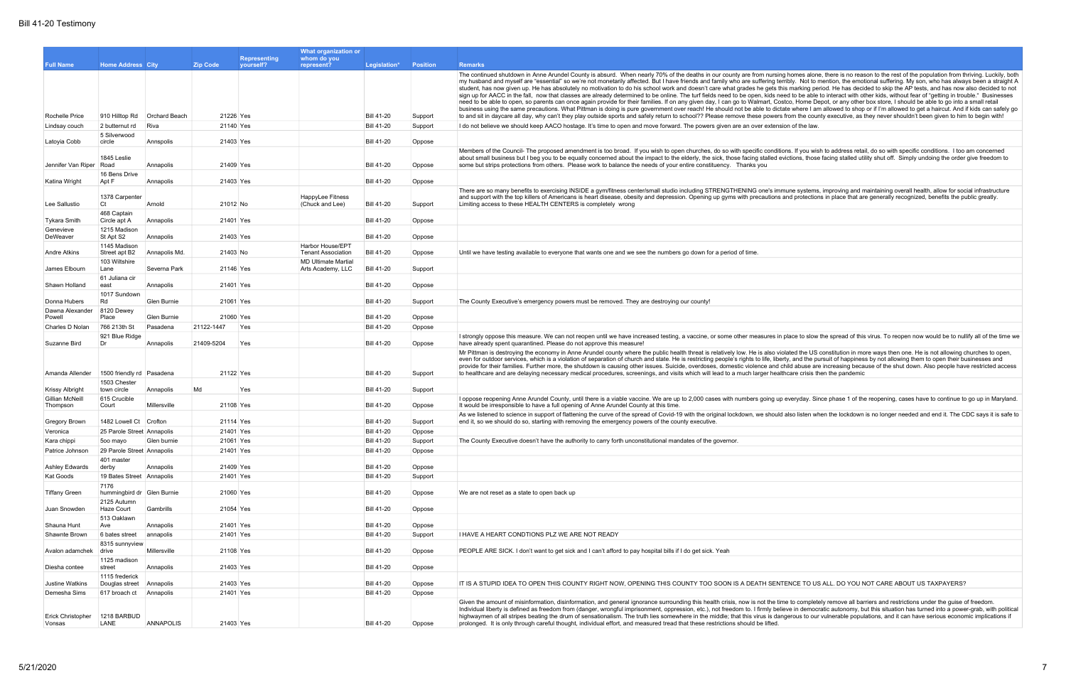# Bill 41-20 Testimony

| Full Name | Home Address | City | Zip Code | Representing yourself? | What organization or whom do you represent? | Legislation* | Position | Remarks |
|---|---|---|---|---|---|---|---|---|
| Rochelle Price | 910 Hilltop Rd | Orchard Beach | 21226 | Yes | | Bill 41-20 | Support | The continued shutdown in Anne Arundel County is absurd. When nearly 70% of the deaths in our county are from nursing homes alone, there is no reason to the rest of the population from thriving. Luckily, both my husband and myself are "essential" so we're not monetarily affected. But I have friends and family who are suffering terribly. Not to mention, the emotional suffering. My son, who has always been a straight A student, has now given up. He has absolutely no motivation to do his school work and doesn't care what grades he gets this marking period. He has decided to skip the AP tests, and has now also decided to not sign up for AACC in the fall, now that classes are already determined to be online. The turf fields need to be open, kids need to be able to interact with other kids, without fear of "getting in trouble." Businesses need to be able to open, so parents can once again provide for their families. If on any given day, I can go to Walmart, Costco, Home Depot, or any other box store, I should be able to go into a small retail business using the same precautions. What Pittman is doing is pure government over reach! He should not be able to dictate where I am allowed to shop or if I'm allowed to get a haircut. And if kids can safely go to and sit in daycare all day, why can't they play outside sports and safely return to school?? Please remove these powers from the county executive, as they never shouldn't been given to him to begin with! |
| Lindsay couch | 2 butternut rd | Riva | 21140 | Yes | | Bill 41-20 | Support | I do not believe we should keep AACO hostage. It's time to open and move forward. The powers given are an over extension of the law. |
| Latoyia Cobb | 5 Silverwood circle | Annspolis | 21403 | Yes | | Bill 41-20 | Oppose | |
| Jennifer Van Riper | 1845 Leslie Road | Annapolis | 21409 | Yes | | Bill 41-20 | Oppose | Members of the Council- The proposed amendment is too broad. If you wish to open churches, do so with specific conditions. If you wish to address retail, do so with specific conditions. I too am concerned about small business but I beg you to be equally concerned about the impact to the elderly, the sick, those facing stalled evictions, those facing stalled utility shut off. Simply undoing the order give freedom to some but strips protections from others. Please work to balance the needs of your entire constituency. Thanks you |
| Katina Wright | 16 Bens Drive Apt F | Annapolis | 21403 | Yes | | Bill 41-20 | Oppose | |
| Lee Sallustio | 1378 Carpenter Ct | Arnold | 21012 | No | HappyLee Fitness (Chuck and Lee) | Bill 41-20 | Support | There are so many benefits to exercising INSIDE a gym/fitness center/small studio including STRENGTHENING one's immune systems, improving and maintaining overall health, allow for social infrastructure and support with the top killers of Americans is heart disease, obesity and depression. Opening up gyms with precautions and protections in place that are generally recognized, benefits the public greatly. Limiting access to these HEALTH CENTERS is completely wrong |
| Tykara Smith | 468 Captain Circle apt A | Annapolis | 21401 | Yes | | Bill 41-20 | Oppose | |
| Genevieve DeWeaver | 1215 Madison St Apt S2 | Annapolis | 21403 | Yes | | Bill 41-20 | Oppose | |
| Andre Atkins | 1145 Madison Street apt B2 | Annapolis Md. | 21403 | No | Harbor House/EPT Tenant Association | Bill 41-20 | Oppose | Until we have testing available to everyone that wants one and we see the numbers go down for a period of time. |
| James Elbourn | 103 Wiltshire Lane | Severna Park | 21146 | Yes | MD Ultimate Martial Arts Academy, LLC | Bill 41-20 | Support | |
| Shawn Holland | 61 Juliana cir east | Annapolis | 21401 | Yes | | Bill 41-20 | Oppose | |
| Donna Hubers | 1017 Sundown Rd | Glen Burnie | 21061 | Yes | | Bill 41-20 | Support | The County Executive's emergency powers must be removed. They are destroying our county! |
| Dawna Alexander Powell | 8120 Dewey Place | Glen Burnie | 21060 | Yes | | Bill 41-20 | Oppose | |
| Charles D Nolan | 766 213th St | Pasadena | 21122-1447 | Yes | | Bill 41-20 | Oppose | |
| Suzanne Bird | 921 Blue Ridge Dr | Annapolis | 21409-5204 | Yes | | Bill 41-20 | Oppose | I strongly oppose this measure. We can not reopen until we have increased testing, a vaccine, or some other measures in place to slow the spread of this virus. To reopen now would be to nullify all of the time we have already spent quarantined. Please do not approve this measure! |
| Amanda Allender | 1500 friendly rd | Pasadena | 21122 | Yes | | Bill 41-20 | Support | Mr Pittman is destroying the economy in Anne Arundel county where the public health threat is relatively low. He is also violated the US constitution in more ways then one. He is not allowing churches to open, even for outdoor services, which is a violation of separation of church and state. He is restricting people's rights to life, liberty, and the pursuit of happiness by not allowing them to open their businesses and provide for their families. Further more, the shutdown is causing other issues. Suicide, overdoses, domestic violence and child abuse are increasing because of the shut down. Also people have restricted access to healthcare and are delaying necessary medical procedures, screenings, and visits which will lead to a much larger healthcare crisis then the pandemic |
| Krissy Albright | 1503 Chester town circle | Annapolis | Md | Yes | | Bill 41-20 | Support | |
| Gillian McNeill Thompson | 615 Crucible Court | Millersville | 21108 | Yes | | Bill 41-20 | Oppose | I oppose reopening Anne Arundel County, until there is a viable vaccine. We are up to 2,000 cases with numbers going up everyday. Since phase 1 of the reopening, cases have to continue to go up in Maryland. It would be irresponsible to have a full opening of Anne Arundel County at this time. |
| Gregory Brown | 1482 Lowell Ct | Crofton | 21114 | Yes | | Bill 41-20 | Support | As we listened to science in support of flattening the curve of the spread of Covid-19 with the original lockdown, we should also listen when the lockdown is no longer needed and end it. The CDC says it is safe to end it, so we should do so, starting with removing the emergency powers of the county executive. |
| Veronica | 25 Parole Street | Annapolis | 21401 | Yes | | Bill 41-20 | Oppose | |
| Kara chippi | 5oo mayo | Glen burnie | 21061 | Yes | | Bill 41-20 | Support | The County Executive doesn't have the authority to carry forth unconstitutional mandates of the governor. |
| Patrice Johnson | 29 Parole Street | Annapolis | 21401 | Yes | | Bill 41-20 | Oppose | |
| Ashley Edwards | 401 master derby | Annapolis | 21409 | Yes | | Bill 41-20 | Oppose | |
| Kat Goods | 19 Bates Street | Annapolis | 21401 | Yes | | Bill 41-20 | Support | |
| Tiffany Green | 7176 hummingbird dr | Glen Burnie | 21060 | Yes | | Bill 41-20 | Oppose | We are not reset as a state to open back up |
| Juan Snowden | 2125 Autumn Haze Court | Gambrills | 21054 | Yes | | Bill 41-20 | Oppose | |
| Shauna Hunt | 513 Oaklawn Ave | Annapolis | 21401 | Yes | | Bill 41-20 | Oppose | |
| Shawnte Brown | 6 bates street | annapolis | 21401 | Yes | | Bill 41-20 | Support | I HAVE A HEART CONDTIONS PLZ WE ARE NOT READY |
| Avalon adamchek | 8315 sunnyview drive | Millersville | 21108 | Yes | | Bill 41-20 | Oppose | PEOPLE ARE SICK. I don't want to get sick and I can't afford to pay hospital bills if I do get sick. Yeah |
| Diesha contee | 1125 madison street | Annapolis | 21403 | Yes | | Bill 41-20 | Oppose | |
| Justine Watkins | 1115 frederick Douglas street | Annapolis | 21403 | Yes | | Bill 41-20 | Oppose | IT IS A STUPID IDEA TO OPEN THIS COUNTY RIGHT NOW, OPENING THIS COUNTY TOO SOON IS A DEATH SENTENCE TO US ALL. DO YOU NOT CARE ABOUT US TAXPAYERS? |
| Demesha Sims | 617 broach ct | Annapolis | 21401 | Yes | | Bill 41-20 | Oppose | |
| Erick Christopher Vonsas | 1218 BARBUD LANE | ANNAPOLIS | 21403 | Yes | | Bill 41-20 | Oppose | Given the amount of misinformation, disinformation, and general ignorance surrounding this health crisis, now is not the time to completely remove all barriers and restrictions under the guise of freedom. Individual liberty is defined as freedom from (danger, wrongful imprisonment, oppression, etc.), not freedom to. I firmly believe in democratic autonomy, but this situation has turned into a power-grab, with political highwaymen of all stripes beating the drum of sensationalism. The truth lies somewhere in the middle; that this virus is dangerous to our vulnerable populations, and it can have serious economic implications if prolonged. It is only through careful thought, individual effort, and measured tread that these restrictions should be lifted. |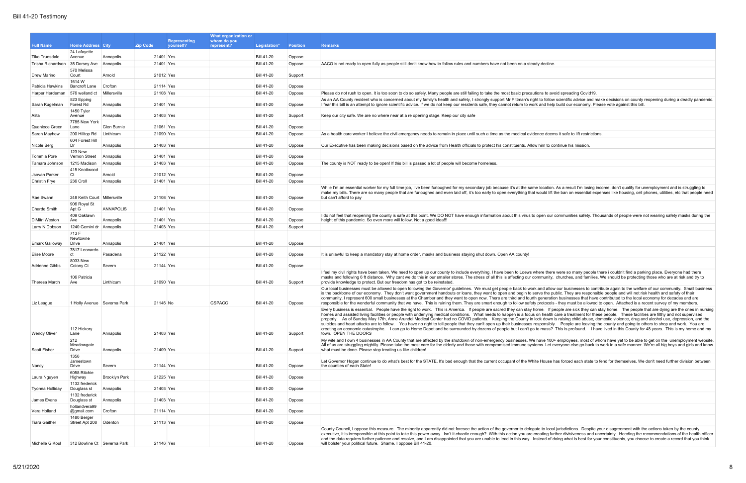# Bill 41-20 Testimony

| Full Name | Home Address | City | Zip Code | Representing yourself? | What organization or whom do you represent? | Legislation* | Position | Remarks |
|---|---|---|---|---|---|---|---|---|
| Tiko Truesdale | 24 Lafayette Avenue | Annapolis | 21401 | Yes | | Bill 41-20 | Oppose | |
| Trisha Richardson | 35 Dorsey Ave | Annapolis | 21401 | Yes | | Bill 41-20 | Oppose | AACO is not ready to open fully as people still don't know how to follow rules and numbers have not been on a steady decline. |
| Drew Marino | 570 Melissa Court | Arnold | 21012 | Yes | | Bill 41-20 | Support | |
| Patricia Hawkins | 1614 W Bancroft Lane | Crofton | 21114 | Yes | | Bill 41-20 | Oppose | |
| Harper Herdeman | 576 welland ct | Millersville | 21108 | Yes | | Bill 41-20 | Oppose | Please do not rush to open. It is too soon to do so safely. Many people are still failing to take the most basic precautions to avoid spreading Covid19. |
| Sarah Kugelman | 523 Epping Forest Rd | Annapolis | 21401 | Yes | | Bill 41-20 | Oppose | As an AA County resident who is concerned about my family's health and safety, I strongly support Mr Pittman's right to follow scientific advice and make decisions on county reopening during a deadly pandemic. I fear this bill is an attempt to ignore scientific advice. If we do not keep our residents safe, they cannot return to work and help build our economy. Please vote against this bill. |
| Alita | 1450 Tyler Avenue | Annapolis | 21403 | Yes | | Bill 41-20 | Support | Keep our city safe. We are no where near at a re opening stage. Keep our city safe |
| Quaniece Green | 7785 New York Lane | Glen Burnie | 21061 | Yes | | Bill 41-20 | Oppose | |
| Sarah Mayhew | 200 Hilltop Rd | Linthicum | 21090 | Yes | | Bill 41-20 | Oppose | As a health care worker I believe the civil emergency needs to remain in place until such a time as the medical evidence deems it safe to lift restrictions. |
| Nicole Berg | 604 Forest Hill Dr | Annapolis | 21403 | Yes | | Bill 41-20 | Oppose | Our Executive has been making decisions based on the advice from Health officials to protect his constituents. Allow him to continue his mission. |
| Tommia Pore | 123 New Vernon Street | Annapolis | 21401 | Yes | | Bill 41-20 | Oppose | |
| Tamara Johnson | 1215 Madison | Annapolis | 21403 | Yes | | Bill 41-20 | Oppose | The county is NOT ready to be open! If this bill is passed a lot of people will become homeless. |
| Jsovan Parker | 415 Knottwood Ct | Arnold | 21012 | Yes | | Bill 41-20 | Oppose | |
| Christin Frye | 236 Croll | Annapolis | 21401 | Yes | | Bill 41-20 | Oppose | |
| Rae Swann | 248 Keith Court | Millersville | 21108 | Yes | | Bill 41-20 | Oppose | While I'm an essential worker for my full time job, I've been furloughed for my secondary job because it's at the same location. As a result I'm losing income, don't qualify for unemployment and is struggling to make my bills. There are so many people that are furloughed and even laid off, it's too early to open everything that would lift the ban on essential expenses like housing, cell phones, utilities, etc that people need but can't afford to pay |
| Charde Smith | 906 Royal St Apt G | ANNAPOLIS | 21401 | Yes | | Bill 41-20 | Oppose | |
| DiMitri Weston | 409 Oaklawn Ave | Annapolis | 21401 | Yes | | Bill 41-20 | Oppose | I do not feel that reopening the county is safe at this point. We DO NOT have enough information about this virus to open our communities safety. Thousands of people were not wearing safety masks during the height of this pandemic. So even more will follow. Not a good idea!!! |
| Larry N Dobson | 1240 Gemini dr | Annapolis | 21403 | Yes | | Bill 41-20 | Support | |
| Emark Galloway | 713 F Newtowne Drive | Annapolis | 21401 | Yes | | Bill 41-20 | Oppose | |
| Elise Moore | 7817 Leonardo ct | Pasadena | 21122 | Yes | | Bill 41-20 | Oppose | It is unlawful to keep a mandatory stay at home order, masks and business staying shut down. Open AA county! |
| Adrienne Gibbs | 8033 New Colony Ct | Severn | 21144 | Yes | | Bill 41-20 | Oppose | |
| Theresa March | 106 Patricia Ave | Linthicum | 21090 | Yes | | Bill 41-20 | Support | I feel my civil rights have been taken. We need to open up our county to include everything. I have been to Loews where there were so many people there i couldn't find a parking place. Everyone had there masks and following 6 ft distance. Why cant we do this in our smaller stores. The stress of all this is affecting our community, churches, and families. We should be protecting those who are at risk and try to provide knowledge to protect. But our freedom has got to be reinstated. |
| Liz League | 1 Holly Avenue | Severna Park | 21146 | No | GSPACC | Bill 41-20 | Oppose | Our local businesses must be allowed to open following the Governor' guidelines. We must get people back to work and allow our businesses to contribute again to the welfare of our community. Small business is the backbone of our economy. They don't want government handouts or loans, they want to open and begin to serve the public. They are responsible people and will not risk health and safety of their community. I represent 600 small businesses at the Chamber and they want to open now. There are third and fourth generation businesses that have contributed to the local economy for decades and are responsible for the wonderful community that we have. This is ruining them. They are smart enough to follow safety protocols - they must be allowed to open. Attached is a recent survey of my members. |
| Wendy Oliver | 112 Hickory Lane | Annapolis | 21403 | Yes | | Bill 41-20 | Support | Every business is essential. People have the right to work. This is America. If people are sacred they can stay home. If people are sick they can stay home. The people that are dying are the ones in nursing homes and assisted living facilities or people with underlying medical conditions. What needs to happen is a focus on health care a treatment for these people. These facilities are filthy and not supervised properly. As of Sunday May 17th, Anne Arundel Medical Center had no COVID patients. Keeping the County in lock down is raising child abuse, domestic violence, drug and alcohol use, depression, and the suicides and heart attacks are to follow. You have no right to tell people that they can't open up their businesses responsibly. People are leaving the county and going to others to shop and work. You are creating an economic catastrophe. I can go to Home Depot and be surrounded by dozens of people but I can't go to mass? This is profound. I have lived in this County for 48 years. This is my home and my town. OPEN THE DOORS |
| Scott Fisher | 212 Meadowgate Drive | Annapolis | 21409 | Yes | | Bill 41-20 | Support | My wife and I own 4 businesses in AA County that are affected by the shutdown of non-emergency businesses. We have 100+ employees, most of whom have yet to be able to get on the unemployment website. All of us are struggling mightily. Please take the most care for the elderly and those with compromised immune systems. Let everyone else go back to work in a safe manner. We're all big boys and girls and know what must be done. Please stop treating us like children! |
| Nancy | 1356 Jamestown Drive | Severn | 21144 | Yes | | Bill 41-20 | Oppose | Let Governor Hogan continue to do what's best for the STATE. It's bad enough that the current occupant of the White House has forced each state to fend for themselves. We don't need further division between the counties of each State! |
| Laura Nguyen | 6058 Ritchie Highway | Brooklyn Park | 21225 | Yes | | Bill 41-20 | Oppose | |
| Tyonna Holliday | 1132 frederick Douglass st | Annapolis | 21403 | Yes | | Bill 41-20 | Oppose | |
| James Evans | 1132 frederick Douglass st | Annapolis | 21403 | Yes | | Bill 41-20 | Oppose | |
| Vera Holland | hollandvera99 @gmail.com | Crofton | 21114 | Yes | | Bill 41-20 | Oppose | |
| Tiara Gaither | 1480 Berger Street Apt 208 | Odenton | 21113 | Yes | | Bill 41-20 | Oppose | |
| Michelle G Koul | 312 Bowline Ct | Severna Park | 21146 | Yes | | Bill 41-20 | Oppose | County Council, I oppose this measure. The minority apparently did not foresee the action of the governor to delegate to local jurisdictions. Despite your disagreement with the actions taken by the county executive, it is irresponsible at this point to take this power away. Isn't it chaotic enough? With this action you are creating further divisiveness and uncertainty. Heeding the recommendations of the health officer and the data requires further patience and resolve, and I am disappointed that you are unable to lead in this way. Instead of doing what is best for your constituents, you choose to create a record that you think will bolster your political future. Shame. I oppose Bill 41-20. |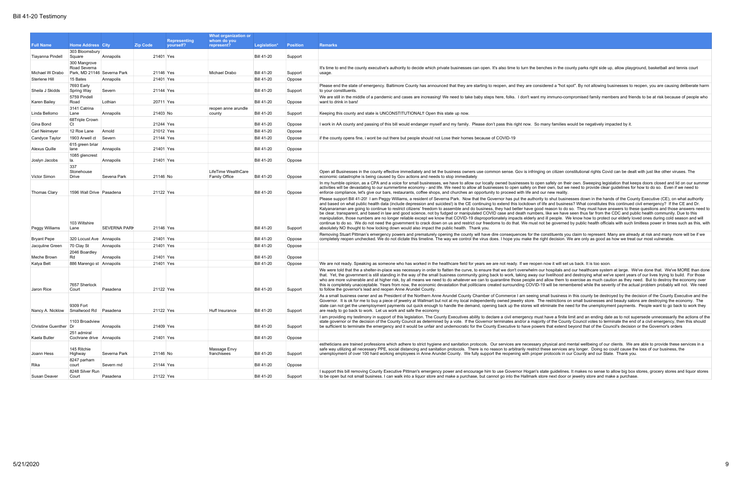# Bill 41-20 Testimony

| Full Name | Home Address | City | Zip Code | Representing yourself? | What organization or whom do you represent? | Legislation* | Position | Remarks |
|---|---|---|---|---|---|---|---|---|
| Tiayanna Pindell | 303 Bloomsbury Square | Annapolis | 21401 | Yes | | Bill 41-20 | Support | |
| Michael W Drabo | 300 Mangrove Road Severna Park, MD 21146 | Severna Park | 21146 | Yes | Michael Drabo | Bill 41-20 | Support | It's time to end the county executive's authority to decide which private businesses can open. It's also time to turn the benches in the county parks right side up, allow playground, basketball and tennis court usage. |
| Sterlene Hill | 15 Bates | Annapolis | 21401 | Yes | | Bill 41-20 | Oppose | |
| Sheila J Skidds | 7693 Early Spring Way | Severn | 21144 | Yes | | Bill 41-20 | Support | Please end the state of emergency. Baltimore County has announced that they are starting to reopen, and they are considered a "hot spot". By not allowing businesses to reopen, you are causing deliberate harm to your constituents. |
| Karen Bailey | 5759 Pindell Road | Lothian | 20711 | Yes | | Bill 41-20 | Oppose | We are still in the middle of a pandemic and cases are increasing! We need to take baby steps here, folks. I don't want my immuno-compromised family members and friends to be at risk because of people who want to drink in bars! |
| Linda Bellomo | 3141 Catrina Lane | Annapolis | 21403 | No | reopen anne arundle county | Bill 41-20 | Support | Keeping this county and state is UNCONSTITUTIONAL!! Open this state up now. |
| Gina Bond | 68Triple Crown Ct | | 21244 | Yes | | Bill 41-20 | Oppose | I work in AA county and passing of this bill would endanger myself and my family. Please don't pass this right now. So many families would be negatively impacted by it. |
| Carl Neimeyer | 12 Roe Lane | Arnold | 21012 | Yes | | Bill 41-20 | Oppose | |
| Candyce Taylor | 1903 Arwell ct | Severn | 21144 | Yes | | Bill 41-20 | Oppose | if the county opens fine, i wont be out there but people should not Lose their homes because of COVID-19 |
| Alexus Quille | 615 green briar lane | Annapolis | 21401 | Yes | | Bill 41-20 | Oppose | |
| Joslyn Jacobs | 1085 glencrest la. | Annapolis | 21401 | Yes | | Bill 41-20 | Oppose | |
| Victor Simon | 337 Stonehouse Drive | Sevena Park | 21146 | No | LifeTime WealthCare Family Office | Bill 41-20 | Oppose | Open all Businesses in the county effective immediately and let the business owners use common sense. Gov is infringing on citizen constitutional rights Covid can be dealt with just like other viruses. The economic catastrophe is being caused by Gov actions and needs to stop immediately |
| Thomas Clary | 1596 Wall Drive | Pasadena | 21122 | Yes | | Bill 41-20 | Oppose | In my humble opinion, as a CPA and a voice for small businesses, we have to allow our locally owned businesses to open safely on their own. Sweeping legislation that keeps doors closed and lid on our summer activities will be devastating to our summertime economy - and life. We need to allow all businesses to open safely on their own, but we need to provide clear guidelines for how to do so. Even if we need to enforce compliance, let's give our bars, restaurants, coffee shops, and churches an opportunity to proceed with life and our new reality. |
| Peggy Williams | 103 Wiltshire Lane | SEVERNA PARK | 21146 | Yes | | Bill 41-20 | Support | Please support Bill 41-20! I am Peggy Williams, a resident of Severna Park. Now that the Governor has put the authority to shut businesses down in the hands of the County Executive (CE), on what authority and based on what public health data (include depression and suicides!) is the CE continuing to extend this lockdown of life and business? What constitutes this continued civil emergency? If the CE and Dr. Kalyanaraman are going to continue to restrict citizens' freedom to assemble and do business, they had better have good reason to do so. They must have answers to these questions and those answers need to be clear, transparent, and based in law and good science, not by fudged or manipulated COVID case and death numbers, like we have seen thus far from the CDC and public health community. Due to this manipulation, those numbers are no longer reliable except we know that COVID-19 disproportionately impacts elderly and ill people. We know how to protect our elderly loved ones during cold season and will continue to do so. We do not need the government to crack down on us and restrict our freedoms to do that. We must not be governed by public health officials with such limitless power in times such as this, with absolutely NO thought to how locking down would also impact the public health. Thank you. |
| Bryant Pepe | 320 Locust Ave | Annapolis | 21401 | Yes | | Bill 41-20 | Oppose | Removing Stuart Pittman's emergency powers and prematurely opening the county will have dire consequences for the constituents you claim to represent. Many are already at risk and many more will be if we completely reopen unchecked. We do not dictate this timeline. The way we control the virus does. I hope you make the right decision. We are only as good as how we treat our most vulnerable. |
| Jacquline Green | 70 Clay St | Annapolis | 21401 | Yes | | Bill 41-20 | Oppose | |
| Meche Brown | 2046 Boardley Rd | Annapolis | 21401 | Yes | | Bill 41-20 | Oppose | |
| Katya Belt | 886 Marengo st | Annapolis | 21401 | Yes | | Bill 41-20 | Oppose | We are not ready. Speaking as someone who has worked in the healthcare field for years we are not ready. If we reopen now it will set us back. It is too soon. |
| Jaron Rice | 7657 Sherlock Court | Pasadena | 21122 | Yes | | Bill 41-20 | Support | We were told that the a shelter-in-place was necessary in order to flatten the curve, to ensure that we don't overwhelm our hospitals and our healthcare system at large. We've done that. We've MORE than done that. Yet, the government is still standing in the way of the small business community going back to work, taking away our livelihood and destroying what we've spent years of our lives trying to build. For those who are more vulnerable and at higher risk, by all means we need to do whatever we can to quarantine those people and allow them to exercise as much caution as they need. But to destroy the economy over this is completely unacceptable. Years from now, the economic devastation that politicians created surrounding COVID-19 will be remembered while the severity of the actual problem probably will not. We need to follow the governor's lead and reopen Anne Arundel County. |
| Nancy A. Nicklow | 9309 Fort Smallwood Rd | Pasadena | 21122 | Yes | Huff Insurance | Bill 41-20 | Support | As a small business owner and as President of the Northern Anne Arundel County Chamber of Commerce I am seeing small business in this county be destroyed by the decision of the County Executive and the Governor. It is ok for me to buy a piece of jewelry at Wallmart but not at my local independently owned jewelry store. The restrictions on small businesses and beauty salons are destroying the economy. The state can not get the unemployment payments out quick enough to handle the demand, opening back up the stores will eliminate the need for the unemployment payments. People want to go back to work they are ready to go back to work. Let us work and safe the economy |
| Christine Guenther | 1103 Broadview Dr | Annapolis | 21409 | Yes | | Bill 41-20 | Support | I am providing my testimony in support of this legislation. The County Executives ability to declare a civil emergency must have a finite limit and an ending date as to not supersede unnecessarily the actions of the state governor or the decision of the County Council as determined by a vote. If the Governor terminates and/or a majority of the County Council votes to terminate the end of a civil emergency, then this should be sufficient to terminate the emergency and it would be unfair and undemocratic for the County Executive to have powers that extend beyond that of the Council's decision or the Governor's orders |
| Kaela Butler | 251 admiral Cochrane drive | Annapolis | 21401 | Yes | | Bill 41-20 | Oppose | |
| Joann Hess | 145 Ritchie Highway | Severna Park | 21146 | No | Massage Envy franchisees | Bill 41-20 | Support | estheticians are trained professions which adhere to strict hygiene and sanitation protocols. Our services are necessary physical and mental wellbeing of our clients. We are able to provide these services in a safe way utilizing all necessary PPE, social distancing and sanitation protocols. There is no reason to arbitrarily restrict these services any longer. Doing so could cause the loss of our business, the unemployment of over 100 hard working employees in Anne Arundel County. We fully support the reopening with proper protocols in our County and our State. Thank you. |
| Rika | 8247 parham court | Severn md | 21144 | Yes | | Bill 41-20 | Oppose | |
| Susan Deaver | 8248 Silver Run Court | Pasadena | 21122 | Yes | | Bill 41-20 | Support | I support this bill removing County Executive Pittman's emergency power and encourage him to use Governor Hogan's state guidelines. It makes no sense to allow big box stores, grocery stores and liquor stores to be open but not small business. I can walk into a liquor store and make a purchase, but cannot go into the Hallmark store next door or jewelry store and make a purchase. |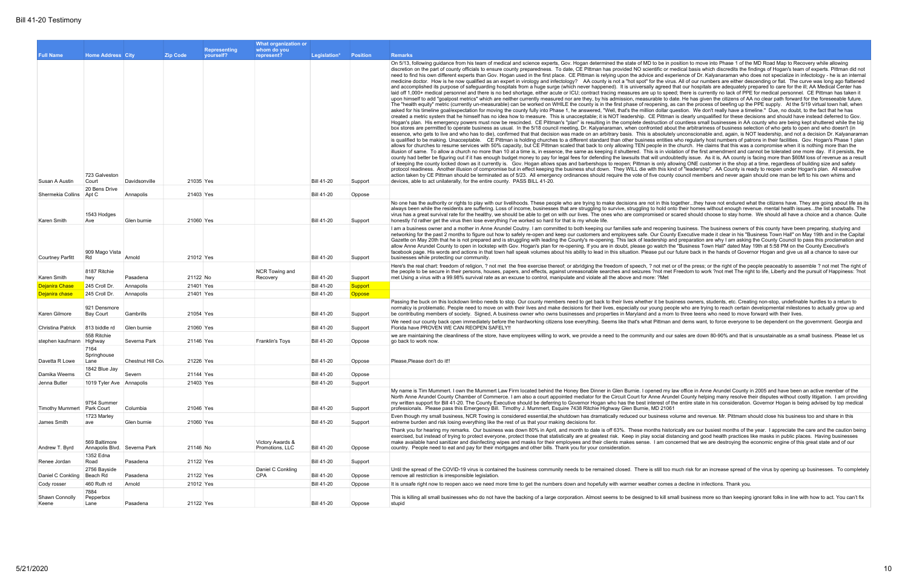| Full Name | Home Address | City | Zip Code | Representing yourself? | What organization or whom do you represent? | Legislation* | Position | Remarks |
|---|---|---|---|---|---|---|---|---|
| Susan A Austin | 723 Galveston Court | Davidsonville | 21035 | Yes | | Bill 41-20 | Support | On 5/13, following guidance from his team of medical and science experts, Gov. Hogan determined the state of MD to be in position to move into Phase 1 of the MD Road Map to Recovery while allowing discretion on the part of county officials to ensure county preparedness. To date, CE Pittman has provided NO scientific or medical basis which discredits the findings of Hogan's team of experts. Pittman did not need to find his own different experts than Gov. Hogan used in the first place. CE Pittman is relying upon the advice and experience of Dr. Kalyanaraman who does not specialize in infectology - he is an internal medicine doctor. How is he now qualified as an expert in virology and infectology? AA county is not a "hot spot" for the virus. All of our numbers are either descending or flat. The curve was long ago flattened and accomplished its purpose of safeguarding hospitals from a huge surge (which never happened). It is universally agreed that our hospitals are adequately prepared to care for the ill; AA Medical Center has laid off 1,000+ medical personnel and there is no bed shortage, either acute or ICU; contract tracing measures are up to speed; there is currently no lack of PPE for medical personnel. CE Pittman has taken it upon himself to add "goalpost metrics" which are neither currently measured nor are they, by his admission, measurable to date. He has given the citizens of AA no clear path forward for the foreseeable future. The "health equity" metric (currently un-measurable) can be worked on WHILE the county is in the first phase of reopening, as can the process of beefing up the PPE supply. At the 5/19 virtual town hall, when asked for his timeline goal/expectation for moving the county fully into Phase 1, he answered, "Well, that's the million dollar question. We don't really have a timeline." Due, no doubt, to the fact that he has created a metric system that he himself has no idea how to measure. This is unacceptable; it is NOT leadership. CE Pittman is clearly unqualified for these decisions and should have instead deferred to Gov. Hogan's plan. His emergency powers must now be rescinded. CE Pittman's "plan" is resulting in the complete destruction of countless small businesses in AA county who are being kept shuttered while the big box stores are permitted to operate business as usual. In the 5/18 council meeting, Dr. Kalyanaraman, when confronted about the arbitrariness of business selection of who gets to open and who doesn't (in essence, who gets to live and who has to die), confirmed that that decision was made on an arbitrary basis. This is absolutely unconscionable and, again, is NOT leadership, and not a decision Dr. Kalyanaraman is qualified to be making. Unacceptable. CE Pittman is holding churches to a different standard than other business entities who regularly host numbers of patrons in their facilities. Gov. Hogan's Phase 1 plan allows for churches to resume services with 50% capacity, but CE Pittman scaled that back to only allowing TEN people in the church. He claims that this was a compromise when it is nothing more than the illusion of same. To allow a church no more than 10 at a time is, in essence, the same as keeping it shuttered. This is in violation of the first amendment and cannot be tolerated one more day. If it persists, the county had better be figuring out if it has enough budget money to pay for legal fees for defending the lawsuits that will undoubtedly issue. As it is, AA county is facing more than $60M loss of revenue as a result of keeping the county locked down as it currently is. Gov. Hogan allows spas and barbershops to reopen; Pittman is only allowing ONE customer in the shop at a time, regardless of building size and safety protocol readiness. Another illusion of compromise but in effect keeping the business shut down. They WILL die with this kind of "leadership". AA County is ready to reopen under Hogan's plan. All executive action taken by CE Pittman should be terminated as of 5/23. All emergency ordinances should require the vote of five county council members and never again should one man be left to his own whims and devices, able to act unilaterally, for the entire county. PASS BILL 41-20. |
| Shermekia Collins | 20 Bens Drive Apt C | Annapolis | 21403 | Yes | | Bill 41-20 | Oppose | |
| Karen Smith | 1543 Hodges Ave | Glen burnie | 21060 | Yes | | Bill 41-20 | Support | No one has the authority or rights to play with our livelihoods. These people who are trying to make decisions are not in this together...they have not endured what the citizens have. They are going about life as its always been while the residents are suffering. Loss of income, businesses that are struggling to survive, struggling to hold onto their homes without enough revenue. mental health issues...the list snowballs. The virus has a great survival rate for the healthy, we should be able to get on with our lives. The ones who are compromised or scared should choose to stay home. We should all have a choice and a chance. Quite honestly I'd rather get the virus then lose everything I've worked so hard for that is my whole life. |
| Courtney Parfitt | 909 Mago Vista Rd | Arnold | 21012 | Yes | | Bill 41-20 | Support | I am a business owner and a mother in Anne Arundel Coutny. I am committed to both keeping our families safe and reopening business. The business owners of this county have been preparing, studying and networking for the past 2 months to figure out how to safely re-open and keep our customers and employees safe. Our County Executive made it clear in his "Business Town Hall" on May 19th and in the Capital Gazette on May 20th that he is not prepared and is struggling with leading the County's re-opening. This lack of leadership and preparation are why I am asking the County Council to pass this proclamation and allow Anne Arundel County to open in lockstep with Gov. Hogan's plan for re-opening. If you are in doubt, please go watch the "Business Town Hall" dated May 19th at 5:58 PM on the County Executive's facebook page. His words and actions in that town hall speak volumes about his ability to lead in this situation. Please put our future back in the hands of Governor Hogan and give us all a chance to save our businesses while protecting our community. |
| Karen Smith | 8187 Ritchie hwy | Pasadena | 21122 | No | NCR Towing and Recovery | Bill 41-20 | Support | Here's the real chart: freedom of religion, ? not met the free exercise thereof; or abridging the freedom of speech, ? not met or of the press; or the right of the people peaceably to assemble ? not met The right of the people to be secure in their persons, houses, papers, and effects, against unreasonable searches and seizures ?not met Freedom to work ?not met The right to life, Liberty and the pursuit of Happiness: ?not met Using a virus with a 99.98% survival rate as an excuse to control, manipulate and violate all the above and more: ?Met |
| Dejanira Chase | 245 Croll Dr. | Annapolis | 21401 | Yes | | Bill 41-20 | Support | |
| Dejanira chase | 245 Croll Dr. | Annapolis | 21401 | Yes | | Bill 41-20 | Oppose | |
| Karen Gilmore | 921 Densmore Bay Court | Gambrills | 21054 | Yes | | Bill 41-20 | Support | Passing the buck on this lockdown limbo needs to stop. Our county members need to get back to their lives whether it be business owners, students, etc. Creating non-stop, undefinable hurdles to a return to normalcy is problematic. People need to move on with their lives and make decisions for their lives, especially our young people who are trying to reach certain developmental milestones to actually grow up and be contributing members of society. Signed, A business owner who owns businesses and properties in Maryland and a mom to three teens who need to move forward with their lives. |
| Christina Patrick | 813 biddle rd | Glen burnie | 21060 | Yes | | Bill 41-20 | Support | We need our county back open immediately before the hardworking citizens lose everything. Seems like that's what Pittman and dems want, to force everyone to be dependent on the government. Georgia and Florida have PROVEN WE CAN REOPEN SAFELY!! |
| stephen kaufmann | 558 Ritchie Highway | Severna Park | 21146 | Yes | Franklin's Toys | Bill 41-20 | Oppose | we are maintaining the cleanliness of the store, have employees willing to work, we provide a need to the community and our sales are down 80-90% and that is unsustainable as a small business. Please let us go back to work now. |
| Davetta R Lowe | 7164 Springhouse Lane | Chestnut Hill Cov | 21226 | Yes | | Bill 41-20 | Oppose | Please,Please don't do it!! |
| Damika Weems | 1842 Blue Jay Ct | Severn | 21144 | Yes | | Bill 41-20 | Oppose | |
| Jenna Butler | 1019 Tyler Ave | Annapolis | 21403 | Yes | | Bill 41-20 | Support | |
| Timothy Mummert | 9754 Summer Park Court | Columbia | 21046 | Yes | | Bill 41-20 | Support | My name is Tim Mummert. I own the Mummert Law Firm located behind the Honey Bee Dinner in Glen Burnie. I opened my law office in Anne Arundel County in 2005 and have been an active member of the North Anne Arundel County Chamber of Commerce. I am also a court appointed mediator for the Circuit Court for Anne Arundel County helping many resolve their disputes without costly litigation. I am providing my written support for Bill 41-20. The County Executive should be deferring to Governor Hogan who has the best interest of the entire state in his consideration. Governor Hogan is being advised by top medical professionals. Please pass this Emergency Bill. Timothy J. Mummert, Esquire 7438 Ritchie Highway Glen Burnie, MD 21061 |
| James Smith | 1723 Marley ave | Glen burnie | 21060 | Yes | | Bill 41-20 | Support | Even though my small business, NCR Towing is considered essential,the shutdown has dramatically reduced our business volume and revenue. Mr. Pittmam should close his business too and share in this extreme burden and risk losing everything like the rest of us that your making decisions for. |
| Andrew T. Byrd | 569 Baltimore Annapolis Blvd. | Severna Park | 21146 | No | Victory Awards & Promotions, LLC | Bill 41-20 | Oppose | Thank you for hearing my remarks. Our business was down 80% in April, and month to date is off 63%. These months historically are our busiest months of the year. I appreciate the care and the caution being exercised, but instead of trying to protect everyone, protect those that statistically are at greatest risk. Keep in play social distancing and good health practices like masks in public places. Having businesses make available hand sanitizer and disinfecting wipes and masks for their employees and their clients makes sense. I am concerned that we are destroying the economic engine of this great state and of our country. People need to eat and pay for their mortgages and other bills. Thank you for your consideration. |
| Renee Jordan | 1352 Edna Road | Pasadena | 21122 | Yes | | Bill 41-20 | Support | |
| Daniel C Conkling | 2756 Bayside Beach Rd | Pasadena | 21122 | Yes | Daniel C Conkling CPA | Bill 41-20 | Oppose | Until the spread of the COVID-19 virus is contained the business community needs to be remained closed. There is still too much risk for an increase spread of the virus by opening up businesses. To completely remove all restriction is irresponsible legislation. |
| Cody rosser | 460 Ruth rd | Arnold | 21012 | Yes | | Bill 41-20 | Oppose | It is unsafe right now to reopen aacc we need more time to get the numbers down and hopefully with warmer weather comes a decline in infections. Thank you. |
| Shawn Connolly Keene | 7684 Pepperbox Lane | Pasadena | 21122 | Yes | | Bill 41-20 | Oppose | This is killing all small businesses who do not have the backing of a large corporation. Almost seems to be designed to kill small business more so than keeping ignorant folks in line with how to act. You can't fix stupid |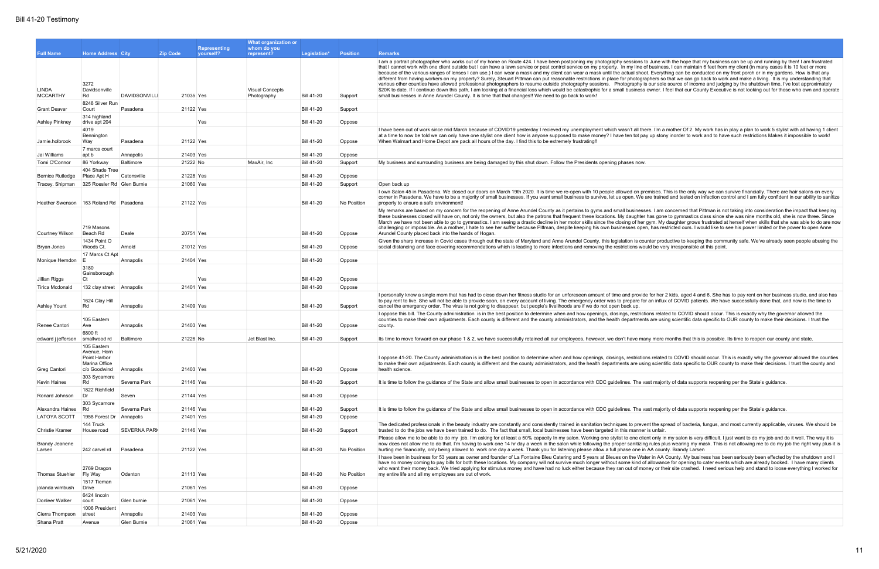# Bill 41-20 Testimony

| Full Name | Home Address | City | Zip Code | Representing yourself? | What organization or whom do you represent? | Legislation* | Position | Remarks |
|---|---|---|---|---|---|---|---|---|
| LINDA MCCARTHY | 3272 Davidsonville Rd | DAVIDSONVILLE | 21035 | Yes | Visual Concepts Photography | Bill 41-20 | Support | I am a portrait photographer who works out of my home on Route 424. I have been postponing my photography sessions to June with the hope that my business can be up and running by then! I am frustrated that I cannot work with one client outside but I can have a lawn service or pest control service on my property. In my line of business, I can maintain 6 feet from my client (in many cases it is 10 feet or more because of the various ranges of lenses I can use.) I can wear a mask and my client can wear a mask until the actual shoot. Everything can be conducted on my front porch or in my gardens. How is that any different from having workers on my property? Surely, Steuart Pittman can put reasonable restrictions in place for photographers so that we can go back to work and make a living. It is my understanding that various other counties have allowed professional photographers to resume outside photography sessions. Photography is our sole source of income and judging by the shutdown time, I've lost approximately $20K to date. If I continue down this path, I am looking at a financial loss which would be catastrophic for a small business owner. I feel that our County Executive is not looking out for those who own and operate small businesses in Anne Arundel County. It is time that that changes!! We need to go back to work! |
| Grant Deaver | 8248 Silver Run Court | Pasadena | 21122 | Yes | | Bill 41-20 | Support | |
| Ashley Pinkney | 314 highland drive apt 204 | | | Yes | | Bill 41-20 | Oppose | |
| Jamie.holbrook | 4019 Bennington Way | Pasadena | 21122 | Yes | | Bill 41-20 | Oppose | I have been out of work since mid March because of COVID19 yesterday I recieved my unemployment which wasn't all there. I'm a mother Of 2. My work has in play a plan to work 5 stylist with all having 1 client at a time to now be told we can only have one stylist one client how is anyone supposed to make money? I have ten tot pay up stony inorder to work and to have such restrictions Makes it impossible to work! When Walmart and Home Depot are pack all hours of the day. I find this to be extremely frustrating!! |
| Jai Williams | 7 marcs court apt b | Annapolis | 21403 | Yes | | Bill 41-20 | Oppose | |
| Tomi O'Connor | 86 Yorkway | Baltimore | 21222 | No | MaxAir, Inc | Bill 41-20 | Support | My business and surrounding business are being damaged by this shut down. Follow the Presidents opening phases now. |
| Bernice Rutledge | 404 Shade Tree Place Apt H | Catonsville | 21228 | Yes | | Bill 41-20 | Oppose | |
| Tracey. Shipman | 325 Roesler Rd | Glen Burnie | 21060 | Yes | | Bill 41-20 | Support | Open back up |
| Heather Swenson | 163 Roland Rd | Pasadena | 21122 | Yes | | Bill 41-20 | No Position | I own Salon 45 in Pasadena. We closed our doors on March 19th 2020. It is time we re-open with 10 people allowed on premises. This is the only way we can survive financially. There are hair salons on every corner in Pasadena. We have to be a majority of small businesses. If you want small business to survive, let us open. We are trained and tested on infection control and I am fully confident in our ability to sanitize properly to ensure a safe environment! |
| Courtney Wilson | 719 Masons Beach Rd | Deale | 20751 | Yes | | Bill 41-20 | Oppose | My remarks are based on my concern for the reopening of Anne Arundel County as it pertains to gyms and small businesses. I am concerned that Pittman is not taking into consideration the impact that keeping these businesses closed will have on, not only the owners, but also the patrons that frequent these locations. My daughter has gone to gymnastics class since she was nine months old, she is now three. Since March we have not been able to go to gymnastics. I am seeing a drastic decline in her motor skills since the closing of her gym. My daughter grows frustrated at herself when skills that she was able to do are now challenging or impossible. As a mother, I hate to see her suffer because Pittman, despite keeping his own businesses open, has restricted ours. I would like to see his power limited or the power to open Anne Arundel County placed back into the hands of Hogan. |
| Bryan Jones | 1434 Point O Woods Ct. | Arnold | 21012 | Yes | | Bill 41-20 | Oppose | Given the sharp increase in Covid cases through out the state of Maryland and Anne Arundel County, this legislation is counter productive to keeping the community safe. We've already seen people abusing the social distancing and face covering recommendations which is leading to more infections and removing the restrictions would be very irresponsible at this point. |
| Monique Herndon | 17 Marcs Ct Apt E | Annapolis | 21404 | Yes | | Bill 41-20 | Oppose | |
| Jillian Riggs | 3180 Gainsborough Ct | | | Yes | | Bill 41-20 | Oppose | |
| Tirica Mcdonald | 132 clay street | Annapolis | 21401 | Yes | | Bill 41-20 | Oppose | |
| Ashley Yount | 1624 Clay Hill Rd | Annapolis | 21409 | Yes | | Bill 41-20 | Support | I personally know a single mom that has had to close down her fitness studio for an unforeseen amount of time and provide for her 2 kids, aged 4 and 6. She has to pay rent on her business studio, and also has to pay rent to live. She will not be able to provide soon, on every account of living. The emergency order was to prepare for an influx of COVID patients. We have successfully done that, and now is the time to cancel the emergency order. The virus is not going to disappear, but people's livelihoods are if we do not open back up. |
| Renee Cantori | 105 Eastern Ave | Annapolis | 21403 | Yes | | Bill 41-20 | Oppose | I oppose this bill. The County administration is in the best position to determine when and how openings, closings, restrictions related to COVID should occur. This is exactly why the governor allowed the counties to make their own adjustments. Each county is different and the county administrators, and the health departments are using scientific data specific to OUR county to make their decisions. I trust the county. |
| edward j jefferson | 6800 ft smallwood rd | Baltimore | 21226 | No | Jet Blast Inc. | Bill 41-20 | Support | Its time to move forward on our phase 1 & 2, we have successfully retained all our employees, however, we don't have many more months that this is possible. Its time to reopen our county and state. |
| Greg Cantori | 105 Eastern Avenue, Horn Point Harbor Marina Office c/o Goodwind | Annapolis | 21403 | Yes | | Bill 41-20 | Oppose | I oppose 41-20. The County administration is in the best position to determine when and how openings, closings, restrictions related to COVID should occur. This is exactly why the governor allowed the counties to make their own adjustments. Each county is different and the county administrators, and the health departments are using scientific data specific to OUR county to make their decisions. I trust the county and health science. |
| Kevin Haines | 303 Sycamore Rd | Severna Park | 21146 | Yes | | Bill 41-20 | Support | It is time to follow the guidance of the State and allow small businesses to open in accordance with CDC guidelines. The vast majority of data supports reopening per the State's guidance. |
| Ronard Johnson | 1822 Richfield Dr | Seven | 21144 | Yes | | Bill 41-20 | Oppose | |
| Alexandra Haines | 303 Sycamore Rd | Severna Park | 21146 | Yes | | Bill 41-20 | Support | It is time to follow the guidance of the State and allow small businesses to open in accordance with CDC guidelines. The vast majority of data supports reopening per the State's guidance. |
| LATOYA SCOTT | 1958 Forest Dr | Annapolis | 21401 | Yes | | Bill 41-20 | Oppose | |
| Christie Kramer | 144 Truck House road | SEVERNA PARK | 21146 | Yes | | Bill 41-20 | Support | The dedicated professionals in the beauty industry are constantly and consistently trained in sanitation techniques to prevent the spread of bacteria, fungus, and most currently applicable, viruses. We should be trusted to do the jobs we have been trained to do. The fact that small, local businesses have been targeted in this manner is unfair. |
| Brandy Jeanene Larsen | 242 carvel rd | Pasadena | 21122 | Yes | | Bill 41-20 | No Position | Please allow me to be able to do my job. I'm asking for at least a 50% capacity In my salon. Working one stylist to one client only in my salon is very difficult. I just want to do my job and do it well. The way it is now does not allow me to do that. I'm having to work one 14 hr day a week in the salon while following the proper sanitizing rules plus wearing my mask. This is not allowing me to do my job the right way plus it is hurting me financially, only being allowed to work one day a week. Thank you for listening please allow a full phase one in AA county. Brandy Larsen |
| Thomas Stuehler | 2769 Dragon Fly Way | Odenton | 21113 | Yes | | Bill 41-20 | No Position | I have been in business for 53 years as owner and founder of La Fontaine Bleu Catering and 5 years at Bleues on the Water in AA County. My business has been seriously been effected by the shutdown and I have no money coming to pay bills for both these locations. My company will not survive much longer without some kind of allowance for opening to cater events which are already booked. I have many clients who want their money back. We tried applying for stimulus money and have had no luck either because they ran out of money or their site crashed. I need serious help and stand to loose everything I worked for my entire life and all my employees are out of work. |
| jolanda wimbush | 1517 Tieman Drive | | 21061 | Yes | | Bill 41-20 | Oppose | |
| Donleer Walker | 6424 lincoln court | Glen burnie | 21061 | Yes | | Bill 41-20 | Oppose | |
| Cierra Thompson | 1006 President street | Annapolis | 21403 | Yes | | Bill 41-20 | Oppose | |
| Shana Pratt | Avenue | Glen Burnie | 21061 | Yes | | Bill 41-20 | Oppose | |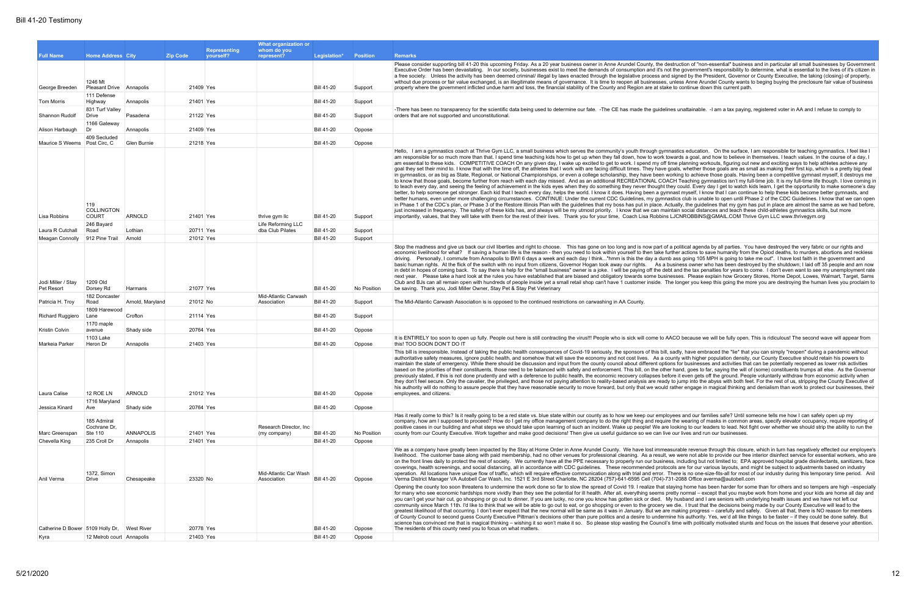# Bill 41-20 Testimony

| Full Name | Home Address | City | Zip Code | Representing yourself? | What organization or whom do you represent? | Legislation* | Position | Remarks |
|---|---|---|---|---|---|---|---|---|
| George Breeden | 1246 Mt Pleasant Drive | Annapolis | 21409 | Yes | | Bill 41-20 | Support | Please consider supporting bill 41-20 this upcoming Friday. As a 20 year business owner in Anne Arundel County, the destruction of "non-essential" business and in particular all small businesses by Government Executive Order has been devastating. In our society, businesses exist to meet the demands of consumption and it's not the government's responsibility to determine, what is essential to the lives of it's citizen in a free society. Unless the activity has been deemed criminal/ illegal by laws enacted through the legislative process and signed by the President, Governor or County Executive, the taking (closing) of property, without due process or fair value exchanged, is an illegitimate means of governance. It is time to reopen all businesses, unless Anne Arundel County wants to beging buying the preclosure fair value of business property where the government inflicted undue harm and loss, the financial stability of the County and Region are at stake to continue down this current path. |
| Tom Morris | 111 Defense Highway | Annapolis | 21401 | Yes | | Bill 41-20 | Support | |
| Shannon Rudolf | 831 Turf Valley Drive | Pasadena | 21122 | Yes | | Bill 41-20 | Support | -There has been no transparency for the scientific data being used to determine our fate. -The CE has made the guidelines unattainable. -I am a tax paying, registered voter in AA and I refuse to comply to orders that are not supported and unconstitutional. |
| Alison Harbaugh | 1166 Gateway Dr | Annapolis | 21409 | Yes | | Bill 41-20 | Oppose | |
| Maurice S Weems | 409 Secluded Post Circ, C | Glen Burnie | 21218 | Yes | | Bill 41-20 | Oppose | |
| Lisa Robbins | 119 COLLINGTON COURT | ARNOLD | 21401 | Yes | thrive gym llc | Bill 41-20 | Support | Hello, I am a gymnastics coach at Thrive Gym LLC, a small business which serves the community's youth through gymnastics education. On the surface, I am responsible for teaching gymnastics. I feel like I am responsible for so much more than that. I spend time teaching kids how to get up when they fall down, how to work towards a goal, and how to believe in themselves. I teach values. In the course of a day, I am essential to these kids. COMPETITIVE COACH On any given day, I wake up excited to get to work. I spend my off time planning workouts, figuring out new and exciting ways to help athletes achieve any goal they set their mind to. I know that with the time off, the athletes that I work with are facing difficult times. They have goals, whether those goals are as small as making their first kip, which is a pretty big deal in gymnastics, or as big as State, Regional, or National Championships, or even a college scholarship, they have been working to achieve those goals. Having been a competitive gymnast myself, it destroys me to know that those goals, become further from reach with each day missed. And as an additional RECREATIONAL COACH Teaching gymnastics isn't my full-time job. It is my full-time life though. I love coming in to teach every day, and seeing the feeling of achievement in the kids eyes when they do something they never thought they could. Every day I get to watch kids learn, I get the opportunity to make someone's day better, to help someone get stronger. Each kid that I teach every day, helps the world. I know it does. Having been a gymnast myself, I know that I can continue to help these kids become better gymnasts, and better humans, even under more challenging circumstances. CONTINUE: Under the current CDC Guidelines, my gymnastics club is unable to open until Phase 2 of the CDC Guidelines. I know that we can open in Phase 1 of the CDC's plan, or Phase 3 of the Restore Illinois Plan with the guidelines that my boss has put in place. Actually, the guidelines that my gym has put in place are almost the same as we had before, just increased in frequency. The safety of these kids has, and always will be my utmost priority. I know that we can maintain social distances and teach these child-athletes gymnastics skills, but more importantly, values, that they will take with them for the rest of their lives. Thank you for your time, Coach Lisa Robbins LJCNROBBINS@GMAIL.COM Thrive Gym LLC www.thrivegym.org |
| Laura R Cutchall | 246 Bayard Road | Lothian | 20711 | Yes | Life Reforming LLC dba Club Pilates | Bill 41-20 | Support | |
| Meagan Connolly | 912 Pine Trail | Arnold | 21012 | Yes | | Bill 41-20 | Support | |
| Jodi Miller / Stay Pet Resort | 1209 Old Dorsey Rd | Harmans | 21077 | Yes | | Bill 41-20 | No Position | Stop the madness and give us back our civil liberties and right to choose. This has gone on too long and is now part of a political agenda by all parties. You have destroyed the very fabric or our rights and economic livelihood for what? If saving a human life is the reason - then you need to look within yourself to then take further actions to save humanity from the Opiod deaths, to murders, abortions and reckless driving. Personally, I commute from Annapolis to BWI 6 days a week and each day I think..."hmm is this the day a dumb ass going 105 MPH is going to take me out". I have lost faith in the government and basic human rights. At the flick of the switch with no input from citizens, Governor Hogan took away our rights. As a business owner who has been destroyed by the shutdown; I laid off 35 people and am now in debt in hopes of coming back. To say there is help for the "small business" owner is a joke. I will be paying off the debt and the tax penalties for years to come. I don't even want to see my unemployment rate next year. Please take a hard look at the rules you have established that are biased and obligatory towards some businesses. Please explain how Grocery Stores, Home Depot, Lowes, Walmart, Target, Sams Club and BJs can all remain open with hundreds of people inside yet a small retail shop can't have 1 customer inside. The longer you keep this going the more you are destroying the human lives you proclaim to be saving. Thank you, Jodi Miller Owner, Stay Pet & Stay Pet Veterinary |
| Patricia H. Troy | 182 Doncaster Road | Arnold, Maryland | 21012 | No | Mid-Atlantic Carwash Association | Bill 41-20 | Support | The Mid-Atlantic Carwash Association is opposed to the continued restrictions on carwashing in AA County. |
| Richard Ruggiero | 1809 Harewood Lane | Crofton | 21114 | Yes | | Bill 41-20 | Support | |
| Kristin Colvin | 1170 maple avenue | Shady side | 20764 | Yes | | Bill 41-20 | Oppose | |
| Markeia Parker | 1103 Lake Heron Dr | Annapolis | 21403 | Yes | | Bill 41-20 | Oppose | It is ENTIRELY too soon to open up fully. People out here is still contracting the virus!!! People who is sick will come to AACO because we will be fully open. This is ridiculous! The second wave will appear from this! TOO SOON DON'T DO IT |
| Laura Calise | 12 ROE LN | ARNOLD | 21012 | Yes | | Bill 41-20 | Oppose | This bill is irresponsible. Instead of taking the public health consequences of Covid-19 seriously, the sponsors of this bill, sadly, have embraced the "lie" that you can simply "reopen" during a pandemic without authoritative safety measures, ignore public health, and somehow that will save the economy and not cost lives. As a county with higher population density, our County Executive should retain his powers to maintain the state of emergency. While there should be discussion and input from the county council about different options for businesses and activities that can be potentially reopened as lower risk activities based on the priorities of their constituents, those need to be balanced with safety and enforcement. This bill, on the other hand, goes to far, saying the will of (some) constituents trumps all else. As the Governor previously stated, if this is not done prudently and with a deference to public health, the economic recovery collapses before it even gets off the ground. People voluntarily withdraw from economic activity when they don't feel secure. Only the cavalier, the privileged, and those not paying attention to reality-based analysis are ready to jump into the abyss with both feet. For the rest of us, stripping the County Executive of his authority will do nothing to ensure people that they have reasonable security to move forward, but only that we would rather engage in magical thinking and denialism than work to protect our businesses, their employees, and citizens. |
| Jessica Kinard | 1716 Maryland Ave | Shady side | 20764 | Yes | | Bill 41-20 | Oppose | |
| Marc Greenspan | 185 Admiral Cochrane Dr, Ste 110 | ANNAPOLIS | 21401 | Yes | Research Director, Inc (my company) | Bill 41-20 | No Position | Has it really come to this? Is it really going to be a red state vs. blue state within our county as to how we keep our employees and our families safe? Until someone tells me how I can safely open up my company, how am I supposed to proceed? How do I get my office management company to do the right thing and require the wearing of masks in common areas, specify elevator occupancy, require reporting of positive cases in our building and what steps we should take upon learning of such an incident. Wake up people! We are looking to our leaders to lead. Not fight over whether we should strip the ability to run the county from our County Executive. Work together and make good decisions! Then give us useful guidance so we can live our lives and run our businesses. |
| Chevella King | 235 Croll Dr | Annapolis | 21401 | Yes | | Bill 41-20 | Oppose | |
| Anil Verma | 1372, Simon Drive | Chesapeake | 23320 | No | Mid-Atlantic Car Wash Association | Bill 41-20 | Oppose | We as a company have greatly been impacted by the Stay at Home Order in Anne Arundel County. We have lost immeasurable revenue through this closure, which in turn has negatively effected our employee's livelihood. The customer base along with paid membership, had no other venues for professional cleaning. As a result, we were not able to provide our free interior disinfect service for essential workers, who are on the front lines daily to protect the rest of society. We currently have all the PPE necessary to properly run our business, including but not limited to; EPA approved hospital grade disinfectants, sanitizers, face coverings, health screenings, and social distancing, all in accordance with CDC guidelines. These recommended protocols are for our various layouts, and might be subject to adjustments based on industry operation. All locations have unique flow of traffic, which will require effective communication along with trial and error. There is no one-size-fits-all for most of our industry during this temporary time period. Anil Verma District Manager VA Autobell Car Wash, Inc. 1521 E 3rd Street Charlotte, NC 28204 (757)-641-6595 Cell (704)-731-2088 Office averma@autobell.com |
| Catherine D Bower | 5109 Holly Dr, | West River | 20778 | Yes | | Bill 41-20 | Oppose | Opening the county too soon threatens to undermine the work done so far to slow the spread of Covid 19. I realize that staying home has been harder for some than for others and so tempers are high –especially for many who see economic hardships more vividly than they see the potential for ill health. After all, everything seems pretty normal – except that you maybe work from home and your kids are home all day and you can't get your hair cut, go shopping or go out to dinner. If you are lucky, no one you know has gotten sick or died. My husband and I are seniors with underlying health issues and we have not left our community since March 11th. I'd like to think that we will be able to go out to eat, or go shopping or even to the grocery we die. I trust that the decisions being made by our County Executive will lead to the greatest likelihood of that occurring. I don't ever expect that the new normal will be same as it was in January. But we are making progress – carefully and safely. Given all that, there is NO reason for members of County Council to second guess County Executive Pittman's decisions other than pure politics and a desire to undermine his authority. Yes, we'd all like things to be faster – if they could be done safely. But science has convinced me that is magical thinking – wishing it so won't make it so. So please stop wasting the Council's time with politically motivated stunts and focus on the issues that deserve your attention. The residents of this county need you to focus on what matters. |
| Kyra | 12 Melrob court | Annapolis | 21403 | Yes | | Bill 41-20 | Oppose | |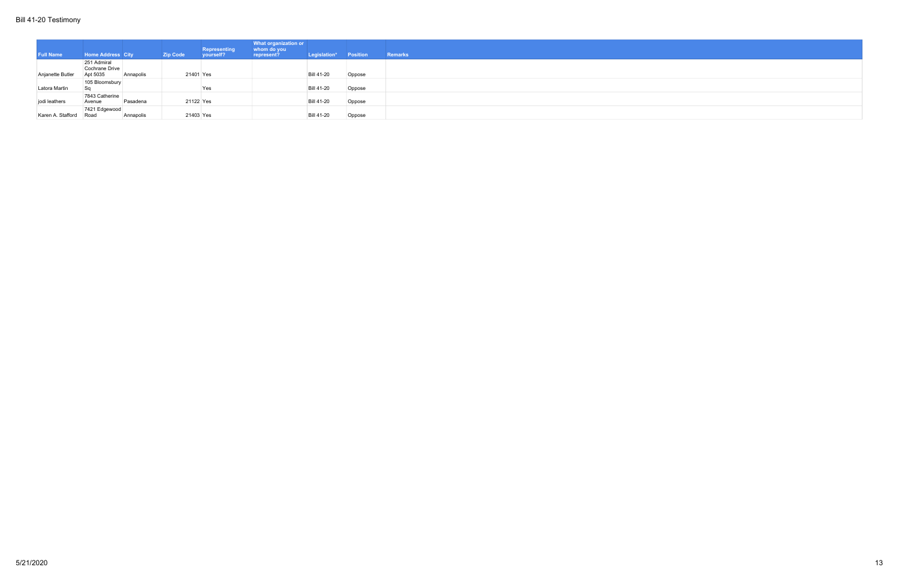Bill 41-20 Testimony

| Full Name | Home Address | City | Zip Code | Representing yourself? | What organization or whom do you represent? | Legislation* | Position | Remarks |
|---|---|---|---|---|---|---|---|---|
| Anjanette Butler | 251 Admiral Cochrane Drive Apt 5035 | Annapolis | 21401 | Yes | | Bill 41-20 | Oppose | |
| Latora Martin | 105 Bloomsbury Sq | | | Yes | | Bill 41-20 | Oppose | |
| jodi leathers | 7843 Catherine Avenue | Pasadena | 21122 | Yes | | Bill 41-20 | Oppose | |
| Karen A. Stafford | 7421 Edgewood Road | Annapolis | 21403 | Yes | | Bill 41-20 | Oppose | |